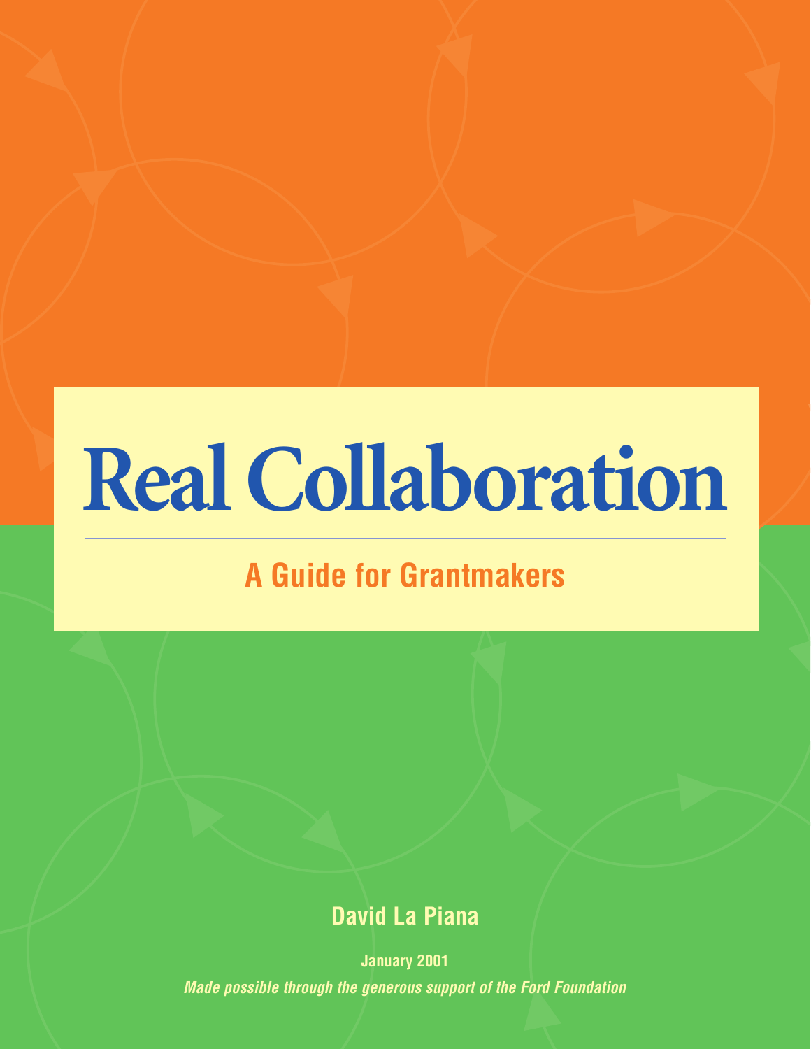# Real Collaboration

## A Guide for Grantmakers

**David La Piana**

**January 2001**

***Made possible through the generous support of the Ford Foundation***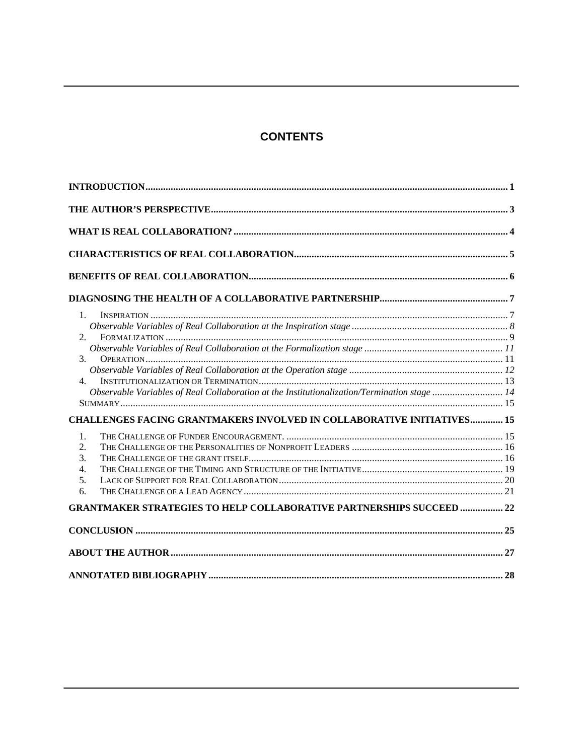# CONTENTS

**INTRODUCTION** .......... 1

**THE AUTHOR'S PERSPECTIVE** .......... 3

**WHAT IS REAL COLLABORATION?** .......... 4

**CHARACTERISTICS OF REAL COLLABORATION** .......... 5

**BENEFITS OF REAL COLLABORATION** .......... 6

**DIAGNOSING THE HEALTH OF A COLLABORATIVE PARTNERSHIP** .......... 7

1. INSPIRATION .......... 7
   *Observable Variables of Real Collaboration at the Inspiration stage* .......... *8*
2. FORMALIZATION .......... 9
   *Observable Variables of Real Collaboration at the Formalization stage* .......... *11*
3. OPERATION .......... 11
   *Observable Variables of Real Collaboration at the Operation stage* .......... *12*
4. INSTITUTIONALIZATION OR TERMINATION .......... 13
   *Observable Variables of Real Collaboration at the Institutionalization/Termination stage* .......... *14*

SUMMARY .......... 15

**CHALLENGES FACING GRANTMAKERS INVOLVED IN COLLABORATIVE INITIATIVES** .......... 15

1. THE CHALLENGE OF FUNDER ENCOURAGEMENT. .......... 15
2. THE CHALLENGE OF THE PERSONALITIES OF NONPROFIT LEADERS .......... 16
3. THE CHALLENGE OF THE GRANT ITSELF .......... 16
4. THE CHALLENGE OF THE TIMING AND STRUCTURE OF THE INITIATIVE .......... 19
5. LACK OF SUPPORT FOR REAL COLLABORATION .......... 20
6. THE CHALLENGE OF A LEAD AGENCY .......... 21

**GRANTMAKER STRATEGIES TO HELP COLLABORATIVE PARTNERSHIPS SUCCEED** .......... 22

**CONCLUSION** .......... 25

**ABOUT THE AUTHOR** .......... 27

**ANNOTATED BIBLIOGRAPHY** .......... 28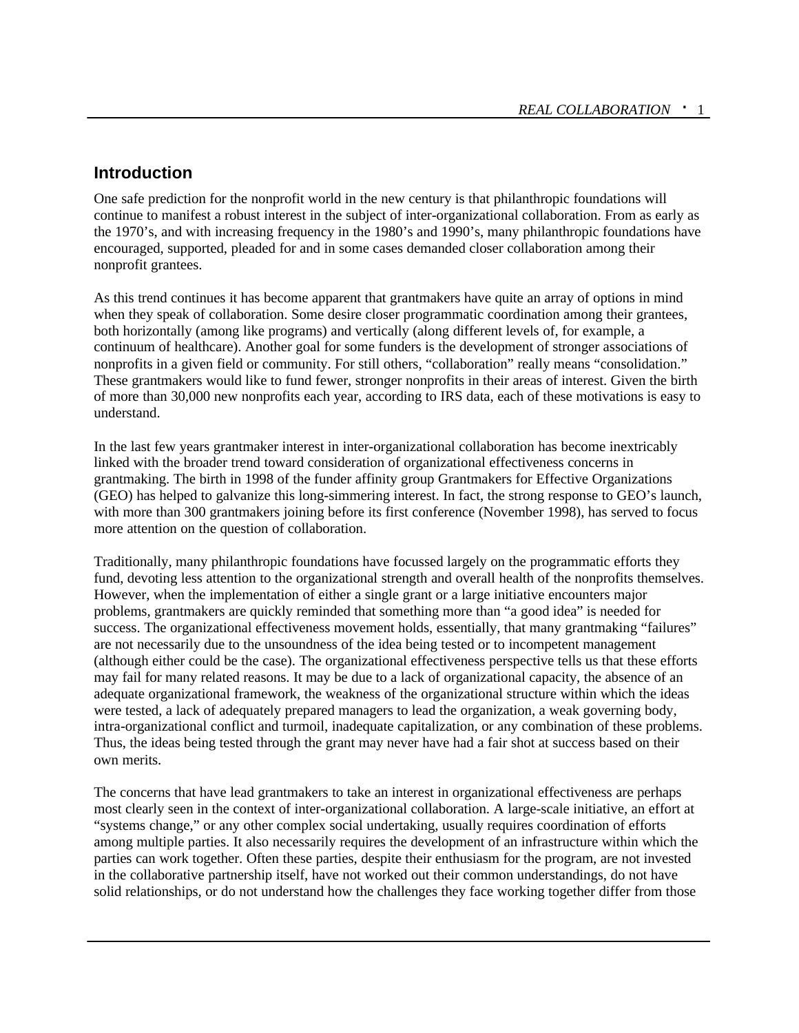## Introduction

One safe prediction for the nonprofit world in the new century is that philanthropic foundations will continue to manifest a robust interest in the subject of inter-organizational collaboration. From as early as the 1970's, and with increasing frequency in the 1980's and 1990's, many philanthropic foundations have encouraged, supported, pleaded for and in some cases demanded closer collaboration among their nonprofit grantees.

As this trend continues it has become apparent that grantmakers have quite an array of options in mind when they speak of collaboration. Some desire closer programmatic coordination among their grantees, both horizontally (among like programs) and vertically (along different levels of, for example, a continuum of healthcare). Another goal for some funders is the development of stronger associations of nonprofits in a given field or community. For still others, "collaboration" really means "consolidation." These grantmakers would like to fund fewer, stronger nonprofits in their areas of interest. Given the birth of more than 30,000 new nonprofits each year, according to IRS data, each of these motivations is easy to understand.

In the last few years grantmaker interest in inter-organizational collaboration has become inextricably linked with the broader trend toward consideration of organizational effectiveness concerns in grantmaking. The birth in 1998 of the funder affinity group Grantmakers for Effective Organizations (GEO) has helped to galvanize this long-simmering interest. In fact, the strong response to GEO's launch, with more than 300 grantmakers joining before its first conference (November 1998), has served to focus more attention on the question of collaboration.

Traditionally, many philanthropic foundations have focussed largely on the programmatic efforts they fund, devoting less attention to the organizational strength and overall health of the nonprofits themselves. However, when the implementation of either a single grant or a large initiative encounters major problems, grantmakers are quickly reminded that something more than "a good idea" is needed for success. The organizational effectiveness movement holds, essentially, that many grantmaking "failures" are not necessarily due to the unsoundness of the idea being tested or to incompetent management (although either could be the case). The organizational effectiveness perspective tells us that these efforts may fail for many related reasons. It may be due to a lack of organizational capacity, the absence of an adequate organizational framework, the weakness of the organizational structure within which the ideas were tested, a lack of adequately prepared managers to lead the organization, a weak governing body, intra-organizational conflict and turmoil, inadequate capitalization, or any combination of these problems. Thus, the ideas being tested through the grant may never have had a fair shot at success based on their own merits.

The concerns that have lead grantmakers to take an interest in organizational effectiveness are perhaps most clearly seen in the context of inter-organizational collaboration. A large-scale initiative, an effort at "systems change," or any other complex social undertaking, usually requires coordination of efforts among multiple parties. It also necessarily requires the development of an infrastructure within which the parties can work together. Often these parties, despite their enthusiasm for the program, are not invested in the collaborative partnership itself, have not worked out their common understandings, do not have solid relationships, or do not understand how the challenges they face working together differ from those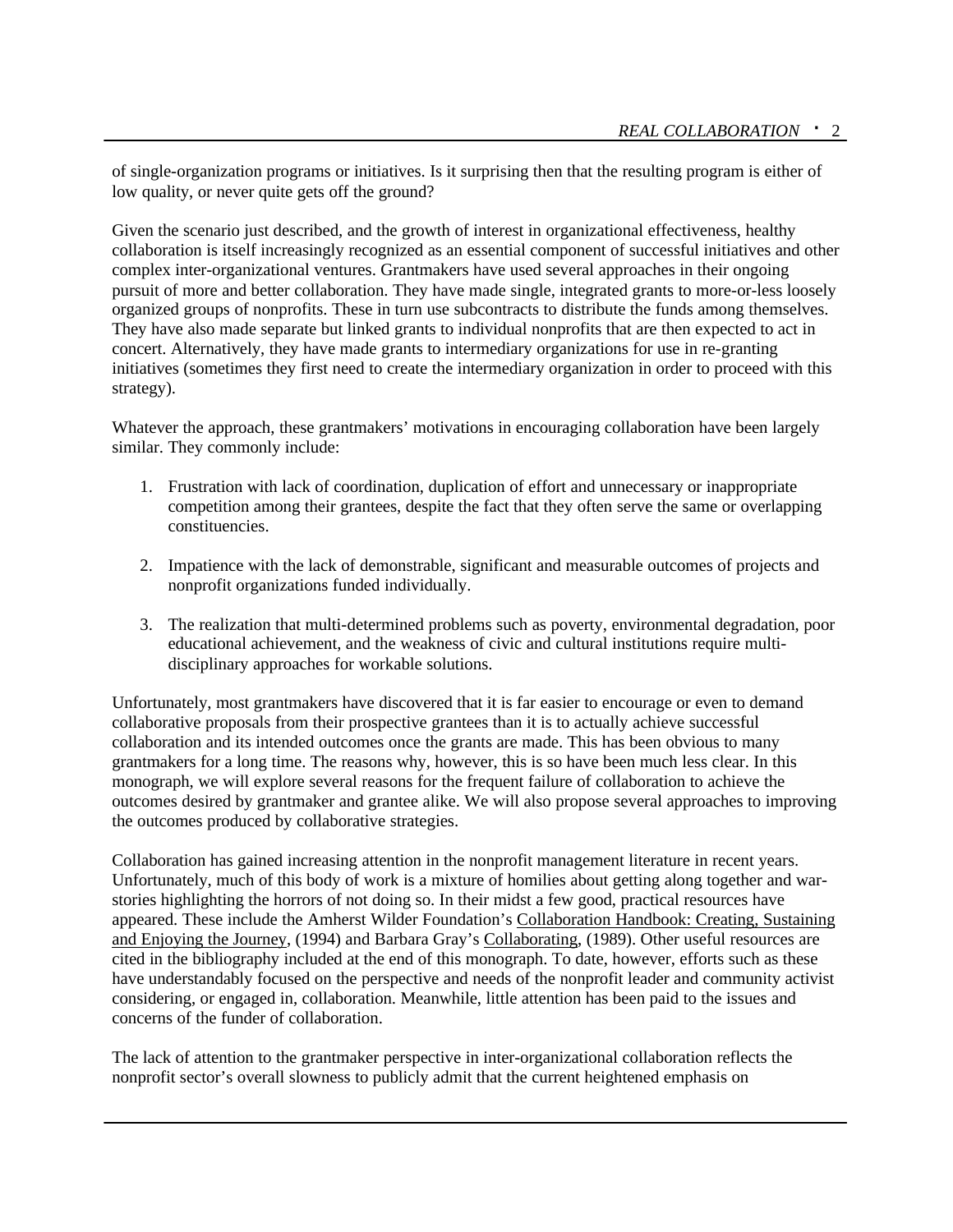of single-organization programs or initiatives. Is it surprising then that the resulting program is either of low quality, or never quite gets off the ground?

Given the scenario just described, and the growth of interest in organizational effectiveness, healthy collaboration is itself increasingly recognized as an essential component of successful initiatives and other complex inter-organizational ventures. Grantmakers have used several approaches in their ongoing pursuit of more and better collaboration. They have made single, integrated grants to more-or-less loosely organized groups of nonprofits. These in turn use subcontracts to distribute the funds among themselves. They have also made separate but linked grants to individual nonprofits that are then expected to act in concert. Alternatively, they have made grants to intermediary organizations for use in re-granting initiatives (sometimes they first need to create the intermediary organization in order to proceed with this strategy).

Whatever the approach, these grantmakers' motivations in encouraging collaboration have been largely similar. They commonly include:

1. Frustration with lack of coordination, duplication of effort and unnecessary or inappropriate competition among their grantees, despite the fact that they often serve the same or overlapping constituencies.

2. Impatience with the lack of demonstrable, significant and measurable outcomes of projects and nonprofit organizations funded individually.

3. The realization that multi-determined problems such as poverty, environmental degradation, poor educational achievement, and the weakness of civic and cultural institutions require multi-disciplinary approaches for workable solutions.

Unfortunately, most grantmakers have discovered that it is far easier to encourage or even to demand collaborative proposals from their prospective grantees than it is to actually achieve successful collaboration and its intended outcomes once the grants are made. This has been obvious to many grantmakers for a long time. The reasons why, however, this is so have been much less clear. In this monograph, we will explore several reasons for the frequent failure of collaboration to achieve the outcomes desired by grantmaker and grantee alike. We will also propose several approaches to improving the outcomes produced by collaborative strategies.

Collaboration has gained increasing attention in the nonprofit management literature in recent years. Unfortunately, much of this body of work is a mixture of homilies about getting along together and war-stories highlighting the horrors of not doing so. In their midst a few good, practical resources have appeared. These include the Amherst Wilder Foundation's Collaboration Handbook: Creating, Sustaining and Enjoying the Journey, (1994) and Barbara Gray's Collaborating, (1989). Other useful resources are cited in the bibliography included at the end of this monograph. To date, however, efforts such as these have understandably focused on the perspective and needs of the nonprofit leader and community activist considering, or engaged in, collaboration. Meanwhile, little attention has been paid to the issues and concerns of the funder of collaboration.

The lack of attention to the grantmaker perspective in inter-organizational collaboration reflects the nonprofit sector's overall slowness to publicly admit that the current heightened emphasis on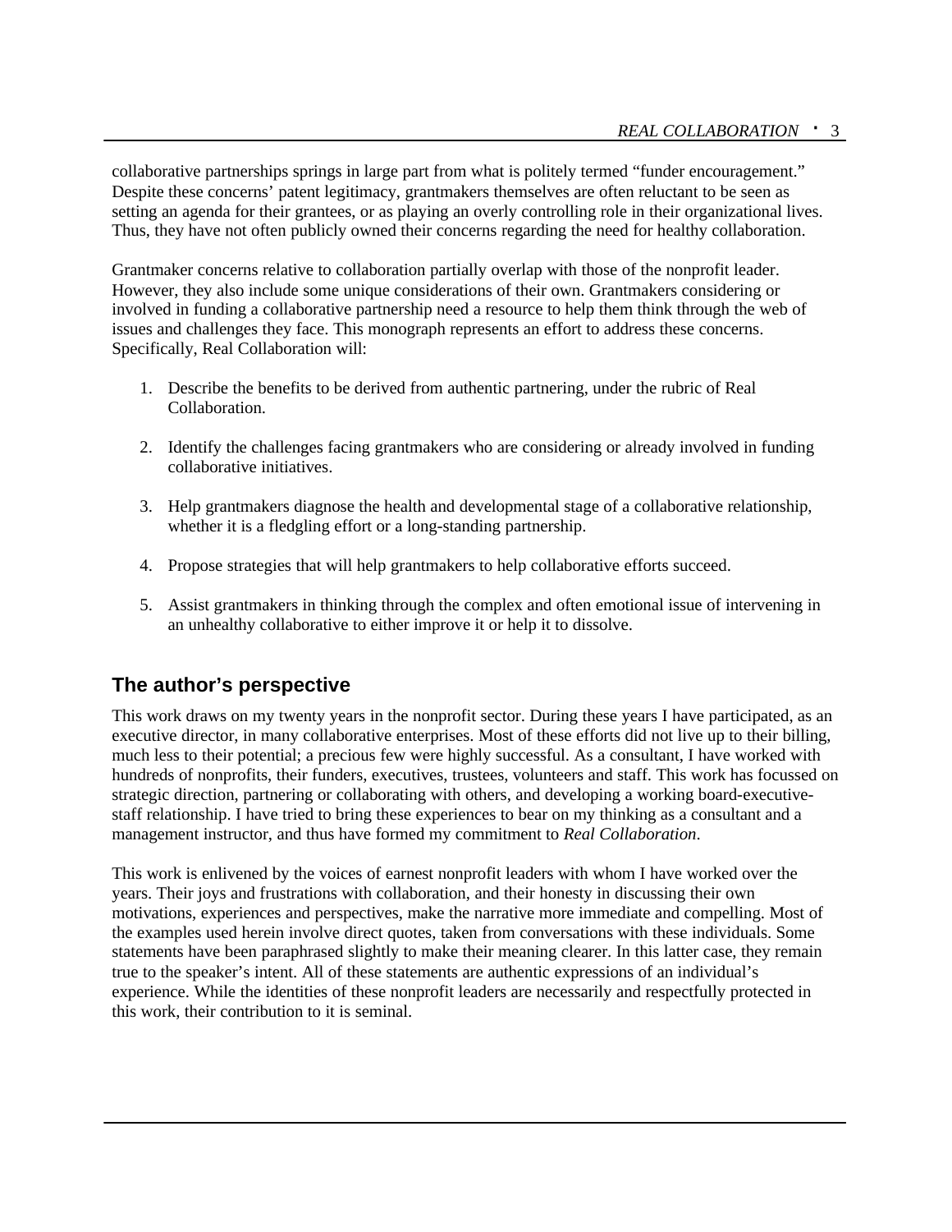collaborative partnerships springs in large part from what is politely termed "funder encouragement." Despite these concerns' patent legitimacy, grantmakers themselves are often reluctant to be seen as setting an agenda for their grantees, or as playing an overly controlling role in their organizational lives. Thus, they have not often publicly owned their concerns regarding the need for healthy collaboration.

Grantmaker concerns relative to collaboration partially overlap with those of the nonprofit leader. However, they also include some unique considerations of their own. Grantmakers considering or involved in funding a collaborative partnership need a resource to help them think through the web of issues and challenges they face. This monograph represents an effort to address these concerns. Specifically, Real Collaboration will:

1. Describe the benefits to be derived from authentic partnering, under the rubric of Real Collaboration.

2. Identify the challenges facing grantmakers who are considering or already involved in funding collaborative initiatives.

3. Help grantmakers diagnose the health and developmental stage of a collaborative relationship, whether it is a fledgling effort or a long-standing partnership.

4. Propose strategies that will help grantmakers to help collaborative efforts succeed.

5. Assist grantmakers in thinking through the complex and often emotional issue of intervening in an unhealthy collaborative to either improve it or help it to dissolve.

## The author's perspective

This work draws on my twenty years in the nonprofit sector. During these years I have participated, as an executive director, in many collaborative enterprises. Most of these efforts did not live up to their billing, much less to their potential; a precious few were highly successful. As a consultant, I have worked with hundreds of nonprofits, their funders, executives, trustees, volunteers and staff. This work has focussed on strategic direction, partnering or collaborating with others, and developing a working board-executive-staff relationship. I have tried to bring these experiences to bear on my thinking as a consultant and a management instructor, and thus have formed my commitment to *Real Collaboration*.

This work is enlivened by the voices of earnest nonprofit leaders with whom I have worked over the years. Their joys and frustrations with collaboration, and their honesty in discussing their own motivations, experiences and perspectives, make the narrative more immediate and compelling. Most of the examples used herein involve direct quotes, taken from conversations with these individuals. Some statements have been paraphrased slightly to make their meaning clearer. In this latter case, they remain true to the speaker's intent. All of these statements are authentic expressions of an individual's experience. While the identities of these nonprofit leaders are necessarily and respectfully protected in this work, their contribution to it is seminal.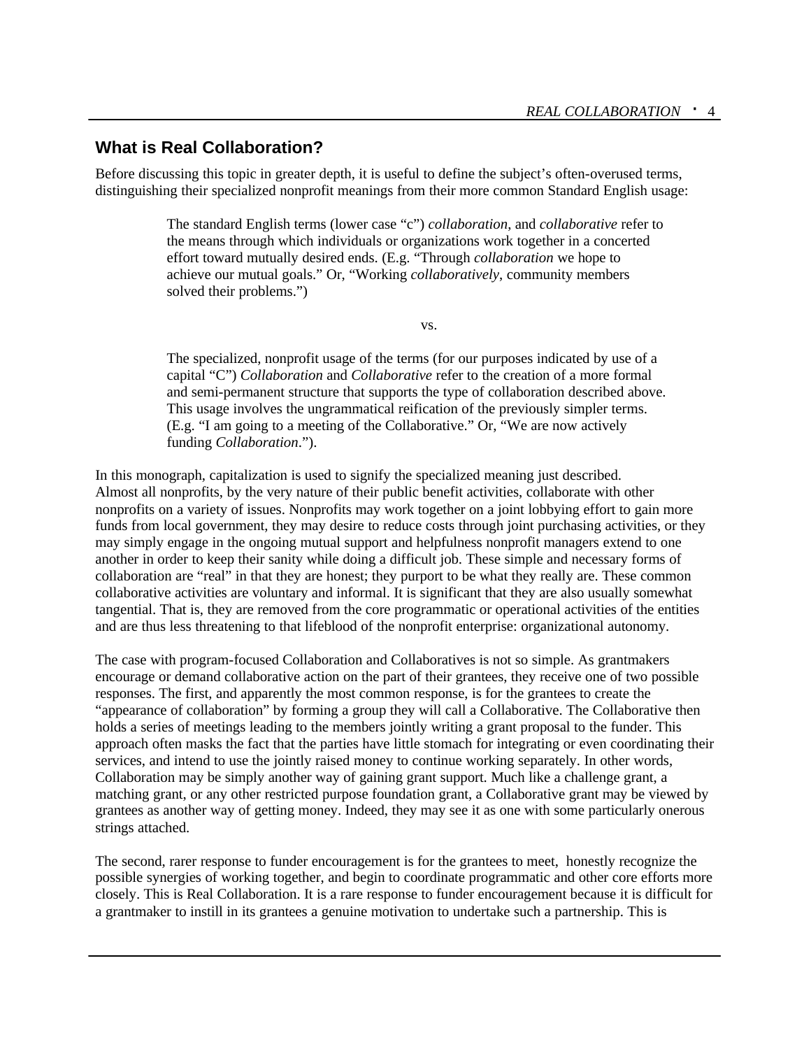## What is Real Collaboration?

Before discussing this topic in greater depth, it is useful to define the subject's often-overused terms, distinguishing their specialized nonprofit meanings from their more common Standard English usage:

> The standard English terms (lower case "c") *collaboration*, and *collaborative* refer to the means through which individuals or organizations work together in a concerted effort toward mutually desired ends. (E.g. "Through *collaboration* we hope to achieve our mutual goals." Or, "Working *collaboratively*, community members solved their problems.")
>
> vs.
>
> The specialized, nonprofit usage of the terms (for our purposes indicated by use of a capital "C") *Collaboration* and *Collaborative* refer to the creation of a more formal and semi-permanent structure that supports the type of collaboration described above. This usage involves the ungrammatical reification of the previously simpler terms. (E.g. "I am going to a meeting of the Collaborative." Or, "We are now actively funding *Collaboration*.").

In this monograph, capitalization is used to signify the specialized meaning just described. Almost all nonprofits, by the very nature of their public benefit activities, collaborate with other nonprofits on a variety of issues. Nonprofits may work together on a joint lobbying effort to gain more funds from local government, they may desire to reduce costs through joint purchasing activities, or they may simply engage in the ongoing mutual support and helpfulness nonprofit managers extend to one another in order to keep their sanity while doing a difficult job. These simple and necessary forms of collaboration are "real" in that they are honest; they purport to be what they really are. These common collaborative activities are voluntary and informal. It is significant that they are also usually somewhat tangential. That is, they are removed from the core programmatic or operational activities of the entities and are thus less threatening to that lifeblood of the nonprofit enterprise: organizational autonomy.

The case with program-focused Collaboration and Collaboratives is not so simple. As grantmakers encourage or demand collaborative action on the part of their grantees, they receive one of two possible responses. The first, and apparently the most common response, is for the grantees to create the "appearance of collaboration" by forming a group they will call a Collaborative. The Collaborative then holds a series of meetings leading to the members jointly writing a grant proposal to the funder. This approach often masks the fact that the parties have little stomach for integrating or even coordinating their services, and intend to use the jointly raised money to continue working separately. In other words, Collaboration may be simply another way of gaining grant support. Much like a challenge grant, a matching grant, or any other restricted purpose foundation grant, a Collaborative grant may be viewed by grantees as another way of getting money. Indeed, they may see it as one with some particularly onerous strings attached.

The second, rarer response to funder encouragement is for the grantees to meet, honestly recognize the possible synergies of working together, and begin to coordinate programmatic and other core efforts more closely. This is Real Collaboration. It is a rare response to funder encouragement because it is difficult for a grantmaker to instill in its grantees a genuine motivation to undertake such a partnership. This is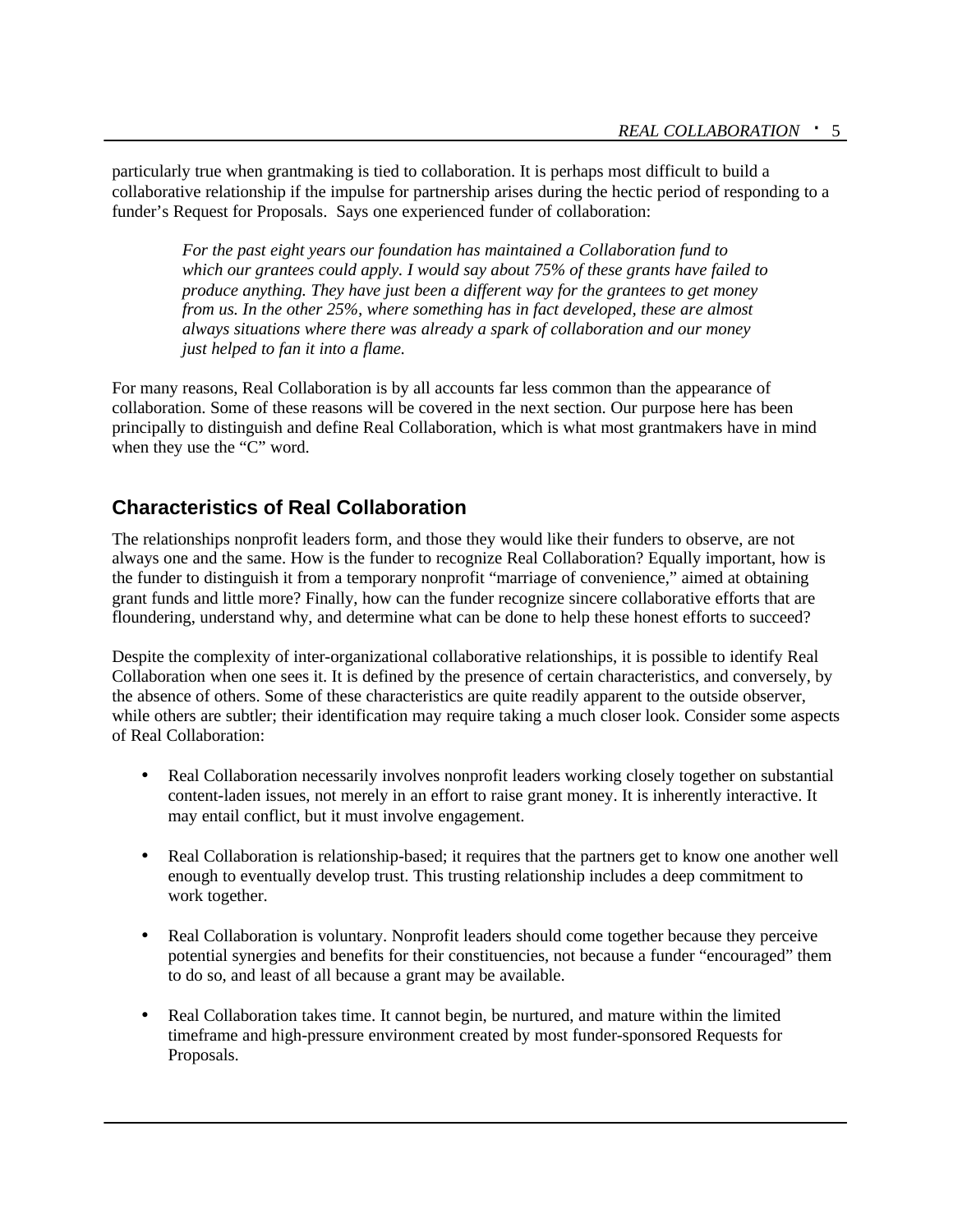particularly true when grantmaking is tied to collaboration. It is perhaps most difficult to build a collaborative relationship if the impulse for partnership arises during the hectic period of responding to a funder's Request for Proposals. Says one experienced funder of collaboration:

> *For the past eight years our foundation has maintained a Collaboration fund to which our grantees could apply. I would say about 75% of these grants have failed to produce anything. They have just been a different way for the grantees to get money from us. In the other 25%, where something has in fact developed, these are almost always situations where there was already a spark of collaboration and our money just helped to fan it into a flame.*

For many reasons, Real Collaboration is by all accounts far less common than the appearance of collaboration. Some of these reasons will be covered in the next section. Our purpose here has been principally to distinguish and define Real Collaboration, which is what most grantmakers have in mind when they use the "C" word.

## Characteristics of Real Collaboration

The relationships nonprofit leaders form, and those they would like their funders to observe, are not always one and the same. How is the funder to recognize Real Collaboration? Equally important, how is the funder to distinguish it from a temporary nonprofit "marriage of convenience," aimed at obtaining grant funds and little more? Finally, how can the funder recognize sincere collaborative efforts that are floundering, understand why, and determine what can be done to help these honest efforts to succeed?

Despite the complexity of inter-organizational collaborative relationships, it is possible to identify Real Collaboration when one sees it. It is defined by the presence of certain characteristics, and conversely, by the absence of others. Some of these characteristics are quite readily apparent to the outside observer, while others are subtler; their identification may require taking a much closer look. Consider some aspects of Real Collaboration:

- Real Collaboration necessarily involves nonprofit leaders working closely together on substantial content-laden issues, not merely in an effort to raise grant money. It is inherently interactive. It may entail conflict, but it must involve engagement.

- Real Collaboration is relationship-based; it requires that the partners get to know one another well enough to eventually develop trust. This trusting relationship includes a deep commitment to work together.

- Real Collaboration is voluntary. Nonprofit leaders should come together because they perceive potential synergies and benefits for their constituencies, not because a funder "encouraged" them to do so, and least of all because a grant may be available.

- Real Collaboration takes time. It cannot begin, be nurtured, and mature within the limited timeframe and high-pressure environment created by most funder-sponsored Requests for Proposals.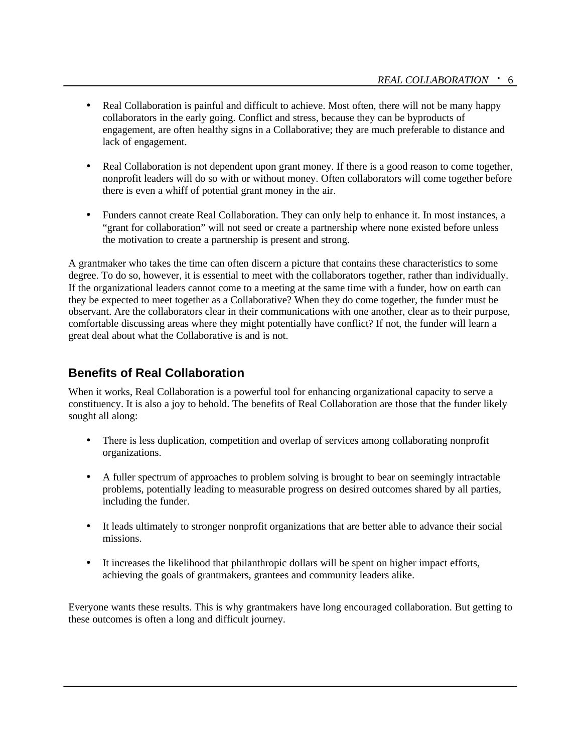- Real Collaboration is painful and difficult to achieve. Most often, there will not be many happy collaborators in the early going. Conflict and stress, because they can be byproducts of engagement, are often healthy signs in a Collaborative; they are much preferable to distance and lack of engagement.

- Real Collaboration is not dependent upon grant money. If there is a good reason to come together, nonprofit leaders will do so with or without money. Often collaborators will come together before there is even a whiff of potential grant money in the air.

- Funders cannot create Real Collaboration. They can only help to enhance it. In most instances, a "grant for collaboration" will not seed or create a partnership where none existed before unless the motivation to create a partnership is present and strong.

A grantmaker who takes the time can often discern a picture that contains these characteristics to some degree. To do so, however, it is essential to meet with the collaborators together, rather than individually. If the organizational leaders cannot come to a meeting at the same time with a funder, how on earth can they be expected to meet together as a Collaborative? When they do come together, the funder must be observant. Are the collaborators clear in their communications with one another, clear as to their purpose, comfortable discussing areas where they might potentially have conflict? If not, the funder will learn a great deal about what the Collaborative is and is not.

## Benefits of Real Collaboration

When it works, Real Collaboration is a powerful tool for enhancing organizational capacity to serve a constituency. It is also a joy to behold. The benefits of Real Collaboration are those that the funder likely sought all along:

- There is less duplication, competition and overlap of services among collaborating nonprofit organizations.

- A fuller spectrum of approaches to problem solving is brought to bear on seemingly intractable problems, potentially leading to measurable progress on desired outcomes shared by all parties, including the funder.

- It leads ultimately to stronger nonprofit organizations that are better able to advance their social missions.

- It increases the likelihood that philanthropic dollars will be spent on higher impact efforts, achieving the goals of grantmakers, grantees and community leaders alike.

Everyone wants these results. This is why grantmakers have long encouraged collaboration. But getting to these outcomes is often a long and difficult journey.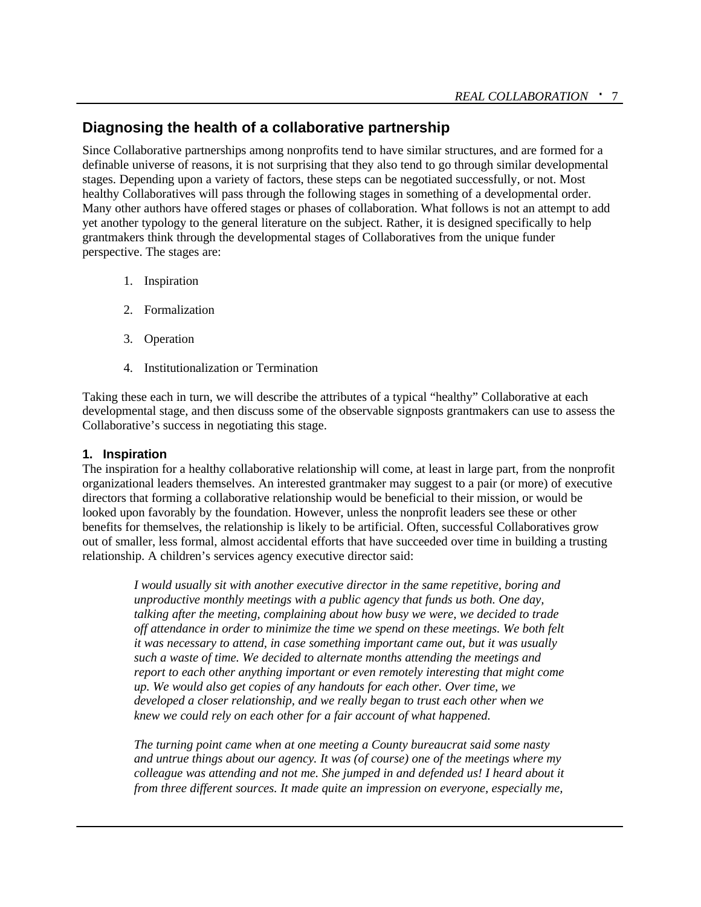## Diagnosing the health of a collaborative partnership

Since Collaborative partnerships among nonprofits tend to have similar structures, and are formed for a definable universe of reasons, it is not surprising that they also tend to go through similar developmental stages. Depending upon a variety of factors, these steps can be negotiated successfully, or not. Most healthy Collaboratives will pass through the following stages in something of a developmental order. Many other authors have offered stages or phases of collaboration. What follows is not an attempt to add yet another typology to the general literature on the subject. Rather, it is designed specifically to help grantmakers think through the developmental stages of Collaboratives from the unique funder perspective. The stages are:

1. Inspiration
2. Formalization
3. Operation
4. Institutionalization or Termination

Taking these each in turn, we will describe the attributes of a typical "healthy" Collaborative at each developmental stage, and then discuss some of the observable signposts grantmakers can use to assess the Collaborative's success in negotiating this stage.

### 1. Inspiration

The inspiration for a healthy collaborative relationship will come, at least in large part, from the nonprofit organizational leaders themselves. An interested grantmaker may suggest to a pair (or more) of executive directors that forming a collaborative relationship would be beneficial to their mission, or would be looked upon favorably by the foundation. However, unless the nonprofit leaders see these or other benefits for themselves, the relationship is likely to be artificial. Often, successful Collaboratives grow out of smaller, less formal, almost accidental efforts that have succeeded over time in building a trusting relationship. A children's services agency executive director said:

> *I would usually sit with another executive director in the same repetitive, boring and unproductive monthly meetings with a public agency that funds us both. One day, talking after the meeting, complaining about how busy we were, we decided to trade off attendance in order to minimize the time we spend on these meetings. We both felt it was necessary to attend, in case something important came out, but it was usually such a waste of time. We decided to alternate months attending the meetings and report to each other anything important or even remotely interesting that might come up. We would also get copies of any handouts for each other. Over time, we developed a closer relationship, and we really began to trust each other when we knew we could rely on each other for a fair account of what happened.*
>
> *The turning point came when at one meeting a County bureaucrat said some nasty and untrue things about our agency. It was (of course) one of the meetings where my colleague was attending and not me. She jumped in and defended us! I heard about it from three different sources. It made quite an impression on everyone, especially me,*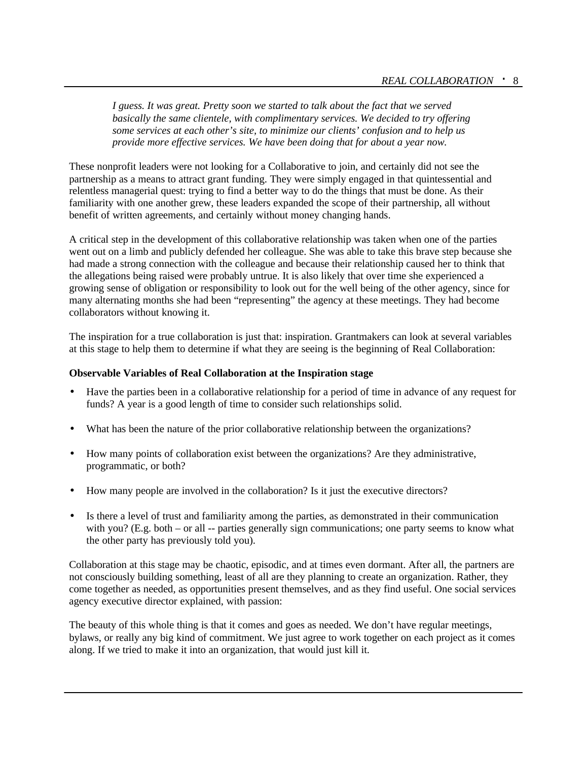*I guess. It was great. Pretty soon we started to talk about the fact that we served basically the same clientele, with complimentary services. We decided to try offering some services at each other's site, to minimize our clients' confusion and to help us provide more effective services. We have been doing that for about a year now.*

These nonprofit leaders were not looking for a Collaborative to join, and certainly did not see the partnership as a means to attract grant funding. They were simply engaged in that quintessential and relentless managerial quest: trying to find a better way to do the things that must be done. As their familiarity with one another grew, these leaders expanded the scope of their partnership, all without benefit of written agreements, and certainly without money changing hands.

A critical step in the development of this collaborative relationship was taken when one of the parties went out on a limb and publicly defended her colleague. She was able to take this brave step because she had made a strong connection with the colleague and because their relationship caused her to think that the allegations being raised were probably untrue. It is also likely that over time she experienced a growing sense of obligation or responsibility to look out for the well being of the other agency, since for many alternating months she had been "representing" the agency at these meetings. They had become collaborators without knowing it.

The inspiration for a true collaboration is just that: inspiration. Grantmakers can look at several variables at this stage to help them to determine if what they are seeing is the beginning of Real Collaboration:

**Observable Variables of Real Collaboration at the Inspiration stage**

- Have the parties been in a collaborative relationship for a period of time in advance of any request for funds? A year is a good length of time to consider such relationships solid.
- What has been the nature of the prior collaborative relationship between the organizations?
- How many points of collaboration exist between the organizations? Are they administrative, programmatic, or both?
- How many people are involved in the collaboration? Is it just the executive directors?
- Is there a level of trust and familiarity among the parties, as demonstrated in their communication with you? (E.g. both – or all -- parties generally sign communications; one party seems to know what the other party has previously told you).

Collaboration at this stage may be chaotic, episodic, and at times even dormant. After all, the partners are not consciously building something, least of all are they planning to create an organization. Rather, they come together as needed, as opportunities present themselves, and as they find useful. One social services agency executive director explained, with passion:

The beauty of this whole thing is that it comes and goes as needed. We don't have regular meetings, bylaws, or really any big kind of commitment. We just agree to work together on each project as it comes along. If we tried to make it into an organization, that would just kill it.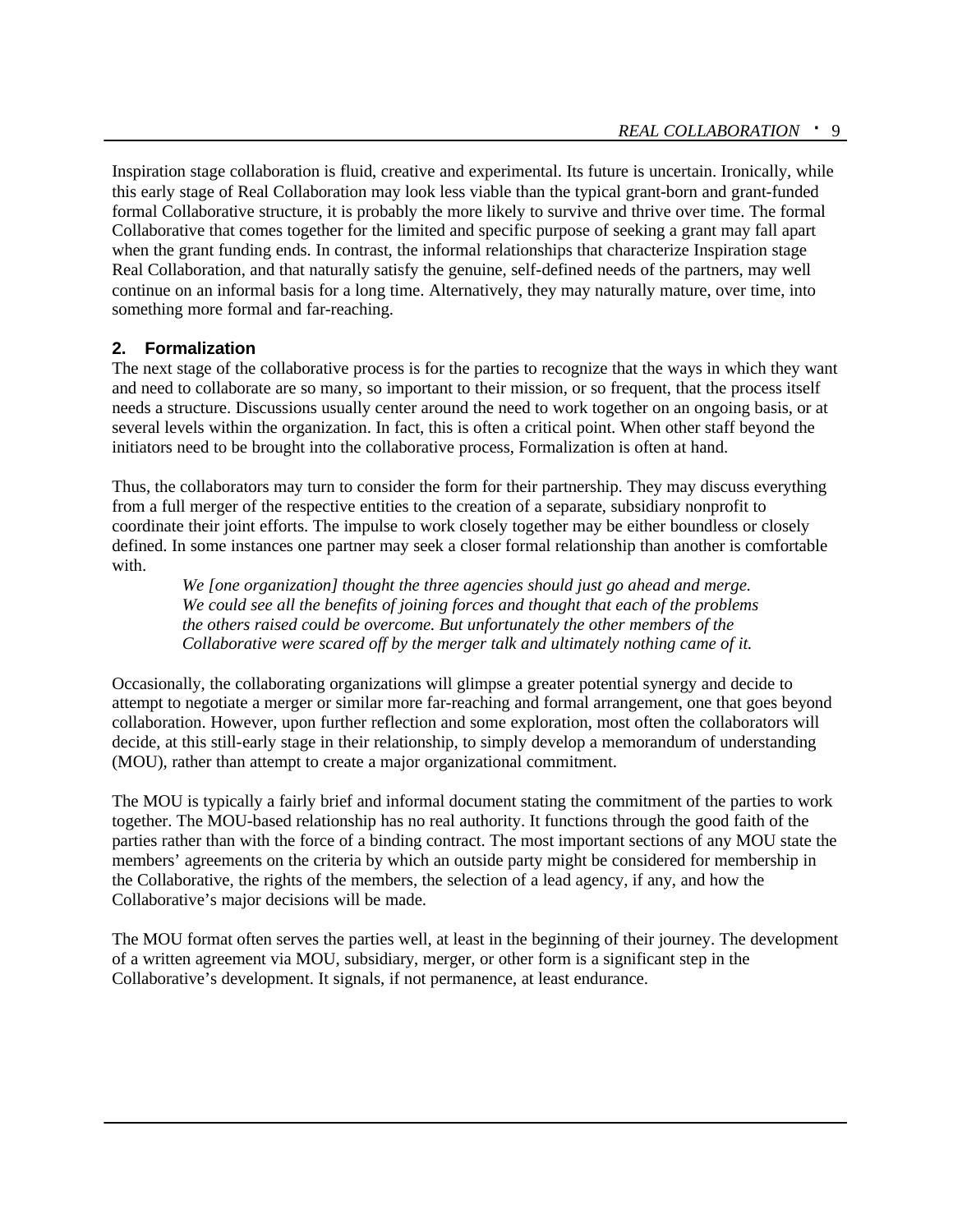Inspiration stage collaboration is fluid, creative and experimental. Its future is uncertain. Ironically, while this early stage of Real Collaboration may look less viable than the typical grant-born and grant-funded formal Collaborative structure, it is probably the more likely to survive and thrive over time. The formal Collaborative that comes together for the limited and specific purpose of seeking a grant may fall apart when the grant funding ends. In contrast, the informal relationships that characterize Inspiration stage Real Collaboration, and that naturally satisfy the genuine, self-defined needs of the partners, may well continue on an informal basis for a long time. Alternatively, they may naturally mature, over time, into something more formal and far-reaching.

### 2. Formalization

The next stage of the collaborative process is for the parties to recognize that the ways in which they want and need to collaborate are so many, so important to their mission, or so frequent, that the process itself needs a structure. Discussions usually center around the need to work together on an ongoing basis, or at several levels within the organization. In fact, this is often a critical point. When other staff beyond the initiators need to be brought into the collaborative process, Formalization is often at hand.

Thus, the collaborators may turn to consider the form for their partnership. They may discuss everything from a full merger of the respective entities to the creation of a separate, subsidiary nonprofit to coordinate their joint efforts. The impulse to work closely together may be either boundless or closely defined. In some instances one partner may seek a closer formal relationship than another is comfortable with.

> *We [one organization] thought the three agencies should just go ahead and merge. We could see all the benefits of joining forces and thought that each of the problems the others raised could be overcome. But unfortunately the other members of the Collaborative were scared off by the merger talk and ultimately nothing came of it.*

Occasionally, the collaborating organizations will glimpse a greater potential synergy and decide to attempt to negotiate a merger or similar more far-reaching and formal arrangement, one that goes beyond collaboration. However, upon further reflection and some exploration, most often the collaborators will decide, at this still-early stage in their relationship, to simply develop a memorandum of understanding (MOU), rather than attempt to create a major organizational commitment.

The MOU is typically a fairly brief and informal document stating the commitment of the parties to work together. The MOU-based relationship has no real authority. It functions through the good faith of the parties rather than with the force of a binding contract. The most important sections of any MOU state the members' agreements on the criteria by which an outside party might be considered for membership in the Collaborative, the rights of the members, the selection of a lead agency, if any, and how the Collaborative's major decisions will be made.

The MOU format often serves the parties well, at least in the beginning of their journey. The development of a written agreement via MOU, subsidiary, merger, or other form is a significant step in the Collaborative's development. It signals, if not permanence, at least endurance.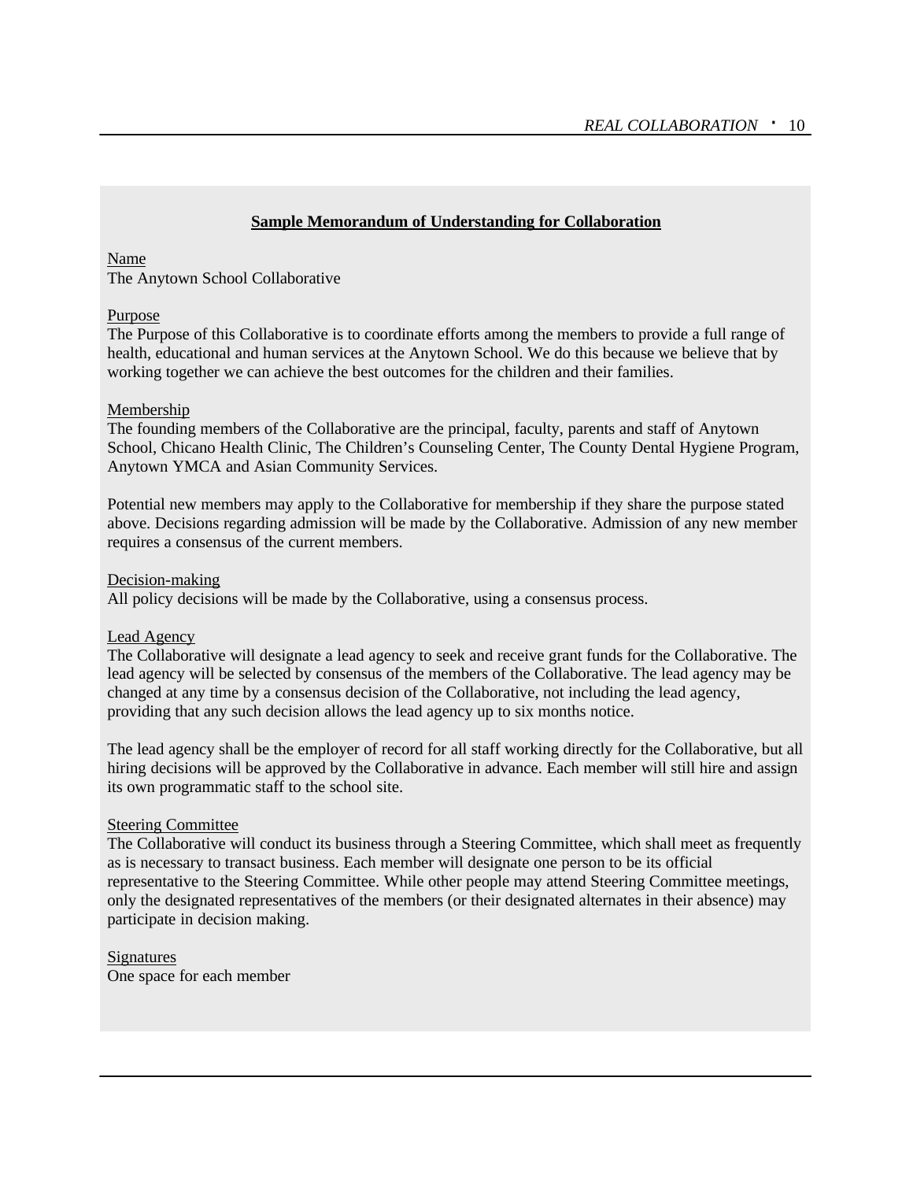**Sample Memorandum of Understanding for Collaboration**

Name
The Anytown School Collaborative

Purpose
The Purpose of this Collaborative is to coordinate efforts among the members to provide a full range of health, educational and human services at the Anytown School. We do this because we believe that by working together we can achieve the best outcomes for the children and their families.

Membership
The founding members of the Collaborative are the principal, faculty, parents and staff of Anytown School, Chicano Health Clinic, The Children's Counseling Center, The County Dental Hygiene Program, Anytown YMCA and Asian Community Services.

Potential new members may apply to the Collaborative for membership if they share the purpose stated above. Decisions regarding admission will be made by the Collaborative. Admission of any new member requires a consensus of the current members.

Decision-making
All policy decisions will be made by the Collaborative, using a consensus process.

Lead Agency
The Collaborative will designate a lead agency to seek and receive grant funds for the Collaborative. The lead agency will be selected by consensus of the members of the Collaborative. The lead agency may be changed at any time by a consensus decision of the Collaborative, not including the lead agency, providing that any such decision allows the lead agency up to six months notice.

The lead agency shall be the employer of record for all staff working directly for the Collaborative, but all hiring decisions will be approved by the Collaborative in advance. Each member will still hire and assign its own programmatic staff to the school site.

Steering Committee
The Collaborative will conduct its business through a Steering Committee, which shall meet as frequently as is necessary to transact business. Each member will designate one person to be its official representative to the Steering Committee. While other people may attend Steering Committee meetings, only the designated representatives of the members (or their designated alternates in their absence) may participate in decision making.

Signatures
One space for each member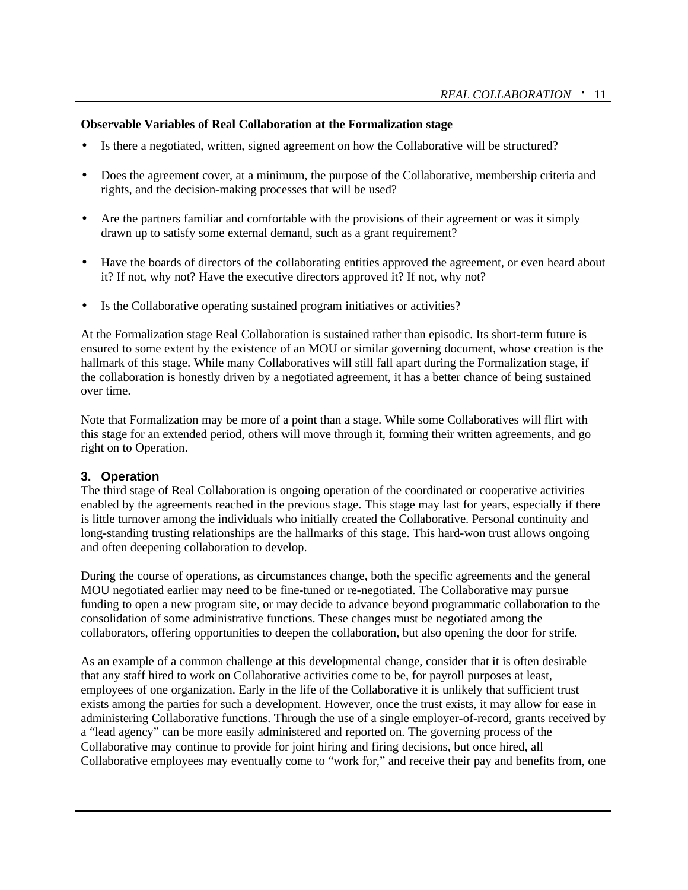**Observable Variables of Real Collaboration at the Formalization stage**

- Is there a negotiated, written, signed agreement on how the Collaborative will be structured?
- Does the agreement cover, at a minimum, the purpose of the Collaborative, membership criteria and rights, and the decision-making processes that will be used?
- Are the partners familiar and comfortable with the provisions of their agreement or was it simply drawn up to satisfy some external demand, such as a grant requirement?
- Have the boards of directors of the collaborating entities approved the agreement, or even heard about it? If not, why not? Have the executive directors approved it? If not, why not?
- Is the Collaborative operating sustained program initiatives or activities?

At the Formalization stage Real Collaboration is sustained rather than episodic. Its short-term future is ensured to some extent by the existence of an MOU or similar governing document, whose creation is the hallmark of this stage. While many Collaboratives will still fall apart during the Formalization stage, if the collaboration is honestly driven by a negotiated agreement, it has a better chance of being sustained over time.

Note that Formalization may be more of a point than a stage. While some Collaboratives will flirt with this stage for an extended period, others will move through it, forming their written agreements, and go right on to Operation.

### 3. Operation

The third stage of Real Collaboration is ongoing operation of the coordinated or cooperative activities enabled by the agreements reached in the previous stage. This stage may last for years, especially if there is little turnover among the individuals who initially created the Collaborative. Personal continuity and long-standing trusting relationships are the hallmarks of this stage. This hard-won trust allows ongoing and often deepening collaboration to develop.

During the course of operations, as circumstances change, both the specific agreements and the general MOU negotiated earlier may need to be fine-tuned or re-negotiated. The Collaborative may pursue funding to open a new program site, or may decide to advance beyond programmatic collaboration to the consolidation of some administrative functions. These changes must be negotiated among the collaborators, offering opportunities to deepen the collaboration, but also opening the door for strife.

As an example of a common challenge at this developmental change, consider that it is often desirable that any staff hired to work on Collaborative activities come to be, for payroll purposes at least, employees of one organization. Early in the life of the Collaborative it is unlikely that sufficient trust exists among the parties for such a development. However, once the trust exists, it may allow for ease in administering Collaborative functions. Through the use of a single employer-of-record, grants received by a "lead agency" can be more easily administered and reported on. The governing process of the Collaborative may continue to provide for joint hiring and firing decisions, but once hired, all Collaborative employees may eventually come to "work for," and receive their pay and benefits from, one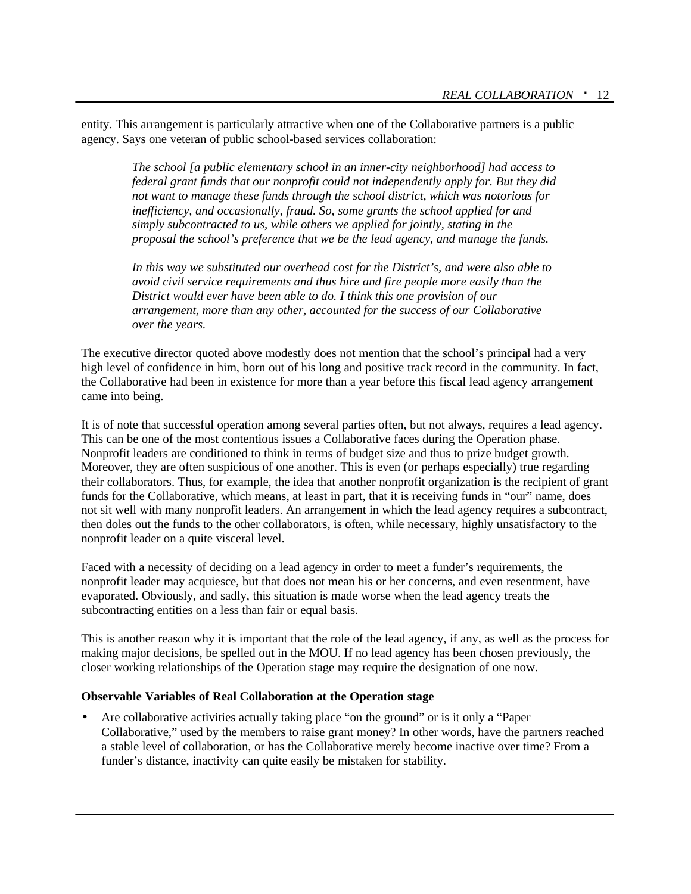entity. This arrangement is particularly attractive when one of the Collaborative partners is a public agency. Says one veteran of public school-based services collaboration:

> *The school [a public elementary school in an inner-city neighborhood] had access to federal grant funds that our nonprofit could not independently apply for. But they did not want to manage these funds through the school district, which was notorious for inefficiency, and occasionally, fraud. So, some grants the school applied for and simply subcontracted to us, while others we applied for jointly, stating in the proposal the school's preference that we be the lead agency, and manage the funds.*
>
> *In this way we substituted our overhead cost for the District's, and were also able to avoid civil service requirements and thus hire and fire people more easily than the District would ever have been able to do. I think this one provision of our arrangement, more than any other, accounted for the success of our Collaborative over the years.*

The executive director quoted above modestly does not mention that the school's principal had a very high level of confidence in him, born out of his long and positive track record in the community. In fact, the Collaborative had been in existence for more than a year before this fiscal lead agency arrangement came into being.

It is of note that successful operation among several parties often, but not always, requires a lead agency. This can be one of the most contentious issues a Collaborative faces during the Operation phase. Nonprofit leaders are conditioned to think in terms of budget size and thus to prize budget growth. Moreover, they are often suspicious of one another. This is even (or perhaps especially) true regarding their collaborators. Thus, for example, the idea that another nonprofit organization is the recipient of grant funds for the Collaborative, which means, at least in part, that it is receiving funds in "our" name, does not sit well with many nonprofit leaders. An arrangement in which the lead agency requires a subcontract, then doles out the funds to the other collaborators, is often, while necessary, highly unsatisfactory to the nonprofit leader on a quite visceral level.

Faced with a necessity of deciding on a lead agency in order to meet a funder's requirements, the nonprofit leader may acquiesce, but that does not mean his or her concerns, and even resentment, have evaporated. Obviously, and sadly, this situation is made worse when the lead agency treats the subcontracting entities on a less than fair or equal basis.

This is another reason why it is important that the role of the lead agency, if any, as well as the process for making major decisions, be spelled out in the MOU. If no lead agency has been chosen previously, the closer working relationships of the Operation stage may require the designation of one now.

**Observable Variables of Real Collaboration at the Operation stage**

- Are collaborative activities actually taking place "on the ground" or is it only a "Paper Collaborative," used by the members to raise grant money? In other words, have the partners reached a stable level of collaboration, or has the Collaborative merely become inactive over time? From a funder's distance, inactivity can quite easily be mistaken for stability.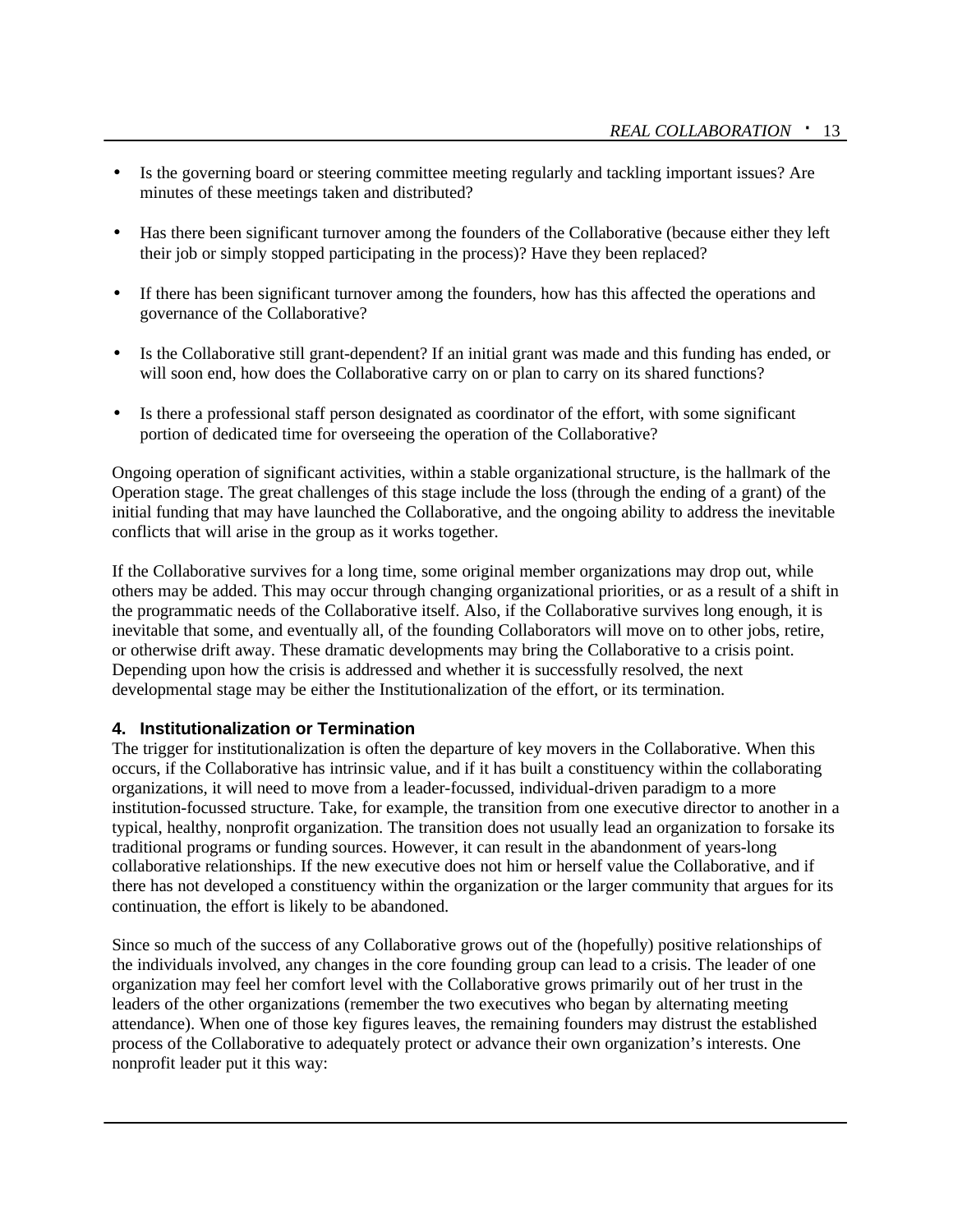- Is the governing board or steering committee meeting regularly and tackling important issues? Are minutes of these meetings taken and distributed?

- Has there been significant turnover among the founders of the Collaborative (because either they left their job or simply stopped participating in the process)? Have they been replaced?

- If there has been significant turnover among the founders, how has this affected the operations and governance of the Collaborative?

- Is the Collaborative still grant-dependent? If an initial grant was made and this funding has ended, or will soon end, how does the Collaborative carry on or plan to carry on its shared functions?

- Is there a professional staff person designated as coordinator of the effort, with some significant portion of dedicated time for overseeing the operation of the Collaborative?

Ongoing operation of significant activities, within a stable organizational structure, is the hallmark of the Operation stage. The great challenges of this stage include the loss (through the ending of a grant) of the initial funding that may have launched the Collaborative, and the ongoing ability to address the inevitable conflicts that will arise in the group as it works together.

If the Collaborative survives for a long time, some original member organizations may drop out, while others may be added. This may occur through changing organizational priorities, or as a result of a shift in the programmatic needs of the Collaborative itself. Also, if the Collaborative survives long enough, it is inevitable that some, and eventually all, of the founding Collaborators will move on to other jobs, retire, or otherwise drift away. These dramatic developments may bring the Collaborative to a crisis point. Depending upon how the crisis is addressed and whether it is successfully resolved, the next developmental stage may be either the Institutionalization of the effort, or its termination.

### 4. Institutionalization or Termination

The trigger for institutionalization is often the departure of key movers in the Collaborative. When this occurs, if the Collaborative has intrinsic value, and if it has built a constituency within the collaborating organizations, it will need to move from a leader-focussed, individual-driven paradigm to a more institution-focussed structure. Take, for example, the transition from one executive director to another in a typical, healthy, nonprofit organization. The transition does not usually lead an organization to forsake its traditional programs or funding sources. However, it can result in the abandonment of years-long collaborative relationships. If the new executive does not him or herself value the Collaborative, and if there has not developed a constituency within the organization or the larger community that argues for its continuation, the effort is likely to be abandoned.

Since so much of the success of any Collaborative grows out of the (hopefully) positive relationships of the individuals involved, any changes in the core founding group can lead to a crisis. The leader of one organization may feel her comfort level with the Collaborative grows primarily out of her trust in the leaders of the other organizations (remember the two executives who began by alternating meeting attendance). When one of those key figures leaves, the remaining founders may distrust the established process of the Collaborative to adequately protect or advance their own organization's interests. One nonprofit leader put it this way: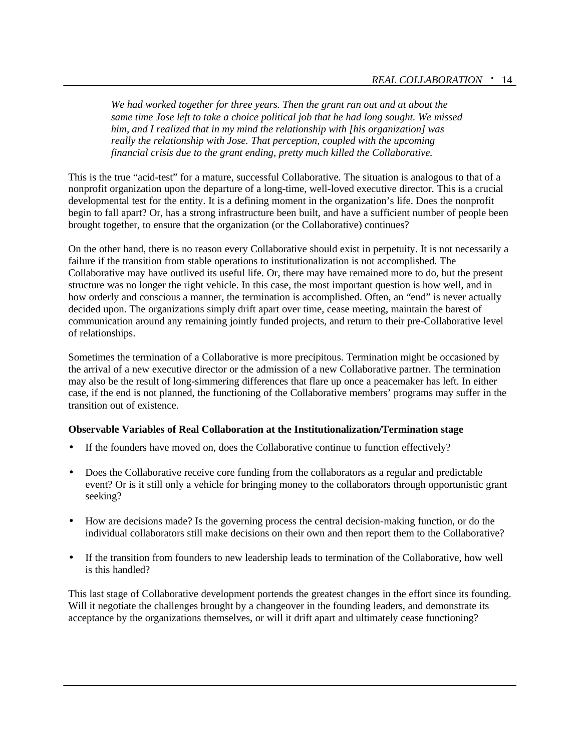*We had worked together for three years. Then the grant ran out and at about the same time Jose left to take a choice political job that he had long sought. We missed him, and I realized that in my mind the relationship with [his organization] was really the relationship with Jose. That perception, coupled with the upcoming financial crisis due to the grant ending, pretty much killed the Collaborative.*

This is the true "acid-test" for a mature, successful Collaborative. The situation is analogous to that of a nonprofit organization upon the departure of a long-time, well-loved executive director. This is a crucial developmental test for the entity. It is a defining moment in the organization's life. Does the nonprofit begin to fall apart? Or, has a strong infrastructure been built, and have a sufficient number of people been brought together, to ensure that the organization (or the Collaborative) continues?

On the other hand, there is no reason every Collaborative should exist in perpetuity. It is not necessarily a failure if the transition from stable operations to institutionalization is not accomplished. The Collaborative may have outlived its useful life. Or, there may have remained more to do, but the present structure was no longer the right vehicle. In this case, the most important question is how well, and in how orderly and conscious a manner, the termination is accomplished. Often, an "end" is never actually decided upon. The organizations simply drift apart over time, cease meeting, maintain the barest of communication around any remaining jointly funded projects, and return to their pre-Collaborative level of relationships.

Sometimes the termination of a Collaborative is more precipitous. Termination might be occasioned by the arrival of a new executive director or the admission of a new Collaborative partner. The termination may also be the result of long-simmering differences that flare up once a peacemaker has left. In either case, if the end is not planned, the functioning of the Collaborative members' programs may suffer in the transition out of existence.

**Observable Variables of Real Collaboration at the Institutionalization/Termination stage**

- If the founders have moved on, does the Collaborative continue to function effectively?
- Does the Collaborative receive core funding from the collaborators as a regular and predictable event? Or is it still only a vehicle for bringing money to the collaborators through opportunistic grant seeking?
- How are decisions made? Is the governing process the central decision-making function, or do the individual collaborators still make decisions on their own and then report them to the Collaborative?
- If the transition from founders to new leadership leads to termination of the Collaborative, how well is this handled?

This last stage of Collaborative development portends the greatest changes in the effort since its founding. Will it negotiate the challenges brought by a changeover in the founding leaders, and demonstrate its acceptance by the organizations themselves, or will it drift apart and ultimately cease functioning?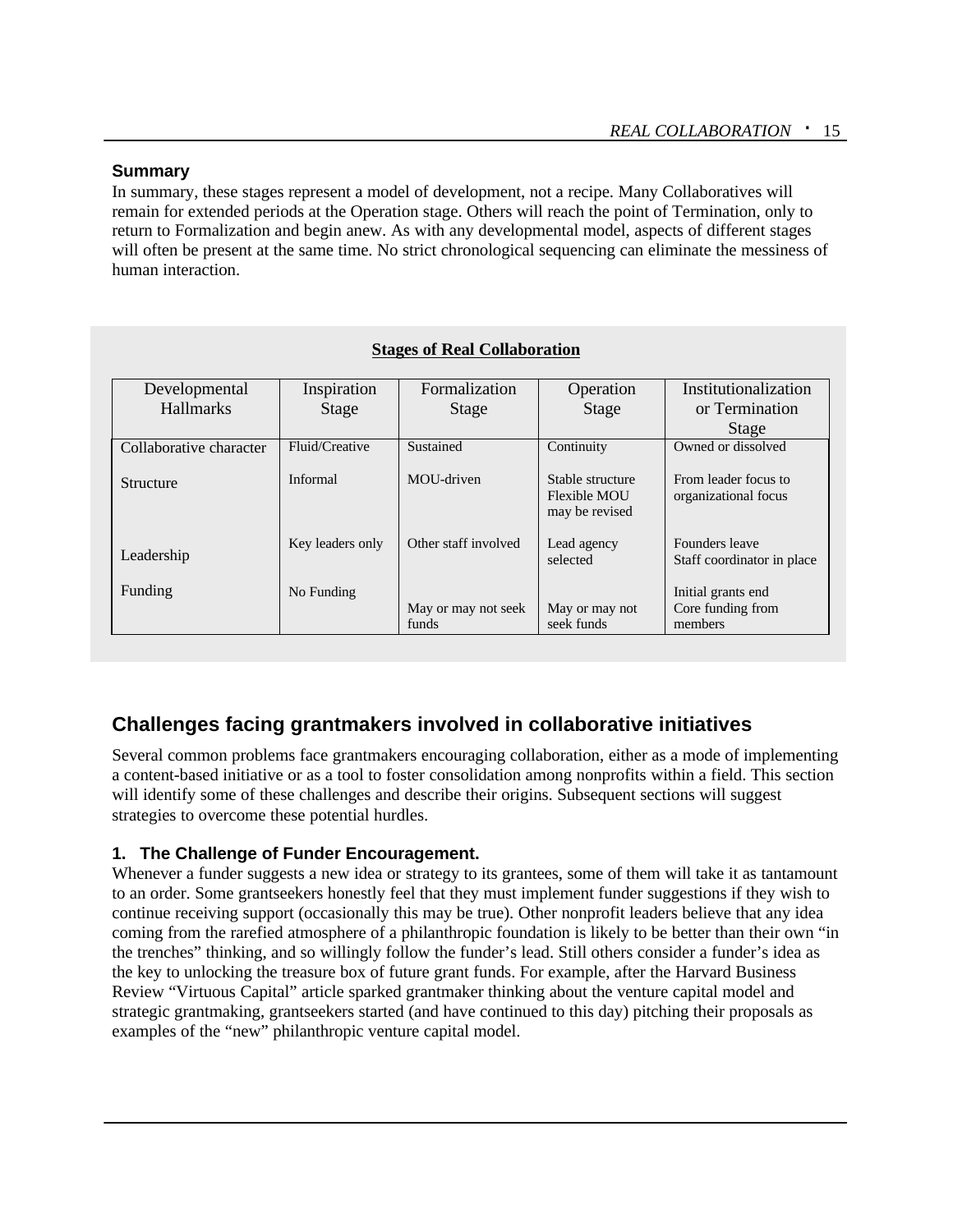**Summary**

In summary, these stages represent a model of development, not a recipe. Many Collaboratives will remain for extended periods at the Operation stage. Others will reach the point of Termination, only to return to Formalization and begin anew. As with any developmental model, aspects of different stages will often be present at the same time. No strict chronological sequencing can eliminate the messiness of human interaction.

**Stages of Real Collaboration**

| Developmental Hallmarks | Inspiration Stage | Formalization Stage | Operation Stage | Institutionalization or Termination Stage |
|---|---|---|---|---|
| Collaborative character | Fluid/Creative | Sustained | Continuity | Owned or dissolved |
| Structure | Informal | MOU-driven | Stable structure Flexible MOU may be revised | From leader focus to organizational focus |
| Leadership | Key leaders only | Other staff involved | Lead agency selected | Founders leave Staff coordinator in place |
| Funding | No Funding | May or may not seek funds | May or may not seek funds | Initial grants end Core funding from members |

## Challenges facing grantmakers involved in collaborative initiatives

Several common problems face grantmakers encouraging collaboration, either as a mode of implementing a content-based initiative or as a tool to foster consolidation among nonprofits within a field. This section will identify some of these challenges and describe their origins. Subsequent sections will suggest strategies to overcome these potential hurdles.

### 1. The Challenge of Funder Encouragement.

Whenever a funder suggests a new idea or strategy to its grantees, some of them will take it as tantamount to an order. Some grantseekers honestly feel that they must implement funder suggestions if they wish to continue receiving support (occasionally this may be true). Other nonprofit leaders believe that any idea coming from the rarefied atmosphere of a philanthropic foundation is likely to be better than their own "in the trenches" thinking, and so willingly follow the funder's lead. Still others consider a funder's idea as the key to unlocking the treasure box of future grant funds. For example, after the Harvard Business Review "Virtuous Capital" article sparked grantmaker thinking about the venture capital model and strategic grantmaking, grantseekers started (and have continued to this day) pitching their proposals as examples of the "new" philanthropic venture capital model.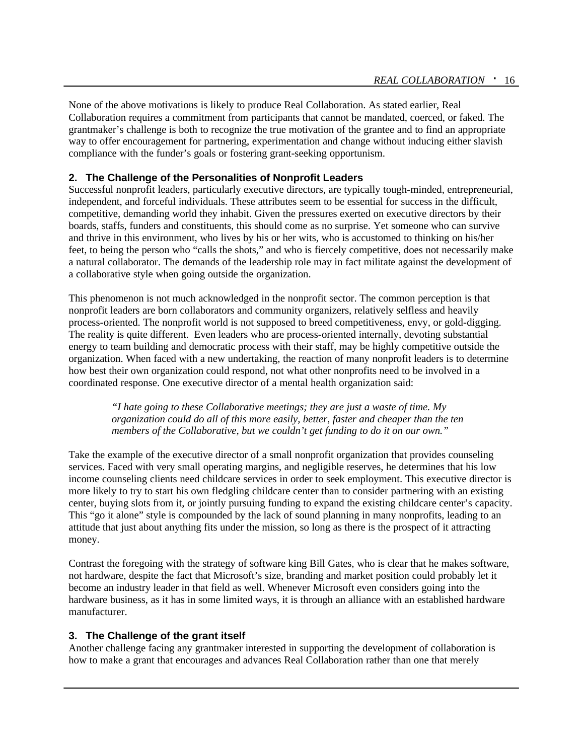None of the above motivations is likely to produce Real Collaboration. As stated earlier, Real Collaboration requires a commitment from participants that cannot be mandated, coerced, or faked. The grantmaker's challenge is both to recognize the true motivation of the grantee and to find an appropriate way to offer encouragement for partnering, experimentation and change without inducing either slavish compliance with the funder's goals or fostering grant-seeking opportunism.

### 2. The Challenge of the Personalities of Nonprofit Leaders

Successful nonprofit leaders, particularly executive directors, are typically tough-minded, entrepreneurial, independent, and forceful individuals. These attributes seem to be essential for success in the difficult, competitive, demanding world they inhabit. Given the pressures exerted on executive directors by their boards, staffs, funders and constituents, this should come as no surprise. Yet someone who can survive and thrive in this environment, who lives by his or her wits, who is accustomed to thinking on his/her feet, to being the person who "calls the shots," and who is fiercely competitive, does not necessarily make a natural collaborator. The demands of the leadership role may in fact militate against the development of a collaborative style when going outside the organization.

This phenomenon is not much acknowledged in the nonprofit sector. The common perception is that nonprofit leaders are born collaborators and community organizers, relatively selfless and heavily process-oriented. The nonprofit world is not supposed to breed competitiveness, envy, or gold-digging. The reality is quite different. Even leaders who are process-oriented internally, devoting substantial energy to team building and democratic process with their staff, may be highly competitive outside the organization. When faced with a new undertaking, the reaction of many nonprofit leaders is to determine how best their own organization could respond, not what other nonprofits need to be involved in a coordinated response. One executive director of a mental health organization said:

> *"I hate going to these Collaborative meetings; they are just a waste of time. My organization could do all of this more easily, better, faster and cheaper than the ten members of the Collaborative, but we couldn't get funding to do it on our own."*

Take the example of the executive director of a small nonprofit organization that provides counseling services. Faced with very small operating margins, and negligible reserves, he determines that his low income counseling clients need childcare services in order to seek employment. This executive director is more likely to try to start his own fledgling childcare center than to consider partnering with an existing center, buying slots from it, or jointly pursuing funding to expand the existing childcare center's capacity. This "go it alone" style is compounded by the lack of sound planning in many nonprofits, leading to an attitude that just about anything fits under the mission, so long as there is the prospect of it attracting money.

Contrast the foregoing with the strategy of software king Bill Gates, who is clear that he makes software, not hardware, despite the fact that Microsoft's size, branding and market position could probably let it become an industry leader in that field as well. Whenever Microsoft even considers going into the hardware business, as it has in some limited ways, it is through an alliance with an established hardware manufacturer.

### 3. The Challenge of the grant itself

Another challenge facing any grantmaker interested in supporting the development of collaboration is how to make a grant that encourages and advances Real Collaboration rather than one that merely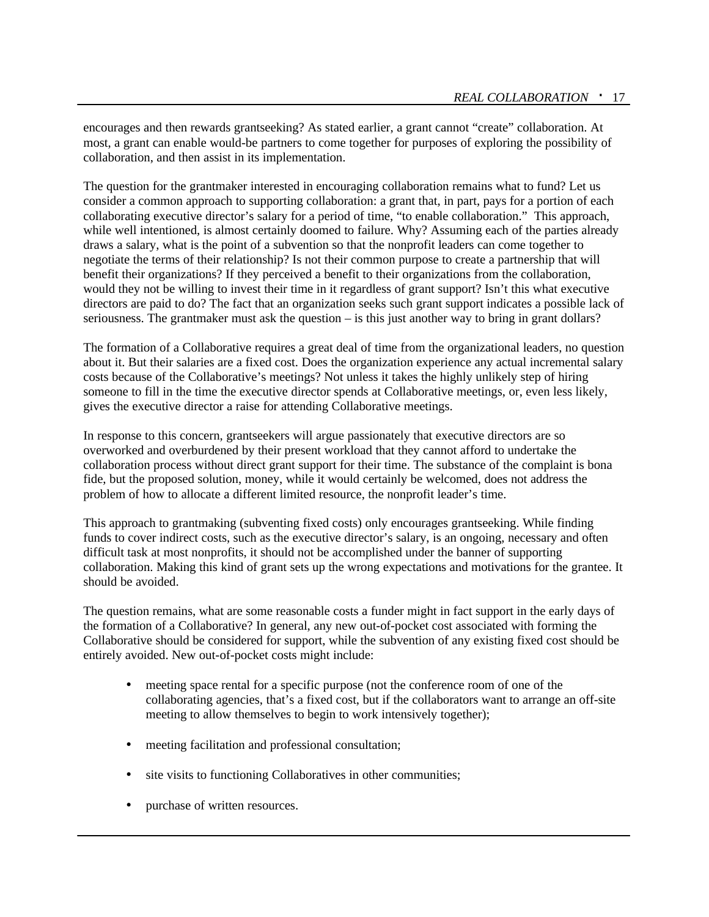encourages and then rewards grantseeking? As stated earlier, a grant cannot “create” collaboration. At most, a grant can enable would-be partners to come together for purposes of exploring the possibility of collaboration, and then assist in its implementation.

The question for the grantmaker interested in encouraging collaboration remains what to fund? Let us consider a common approach to supporting collaboration: a grant that, in part, pays for a portion of each collaborating executive director’s salary for a period of time, “to enable collaboration.” This approach, while well intentioned, is almost certainly doomed to failure. Why? Assuming each of the parties already draws a salary, what is the point of a subvention so that the nonprofit leaders can come together to negotiate the terms of their relationship? Is not their common purpose to create a partnership that will benefit their organizations? If they perceived a benefit to their organizations from the collaboration, would they not be willing to invest their time in it regardless of grant support? Isn’t this what executive directors are paid to do? The fact that an organization seeks such grant support indicates a possible lack of seriousness. The grantmaker must ask the question – is this just another way to bring in grant dollars?

The formation of a Collaborative requires a great deal of time from the organizational leaders, no question about it. But their salaries are a fixed cost. Does the organization experience any actual incremental salary costs because of the Collaborative’s meetings? Not unless it takes the highly unlikely step of hiring someone to fill in the time the executive director spends at Collaborative meetings, or, even less likely, gives the executive director a raise for attending Collaborative meetings.

In response to this concern, grantseekers will argue passionately that executive directors are so overworked and overburdened by their present workload that they cannot afford to undertake the collaboration process without direct grant support for their time. The substance of the complaint is bona fide, but the proposed solution, money, while it would certainly be welcomed, does not address the problem of how to allocate a different limited resource, the nonprofit leader’s time.

This approach to grantmaking (subventing fixed costs) only encourages grantseeking. While finding funds to cover indirect costs, such as the executive director’s salary, is an ongoing, necessary and often difficult task at most nonprofits, it should not be accomplished under the banner of supporting collaboration. Making this kind of grant sets up the wrong expectations and motivations for the grantee. It should be avoided.

The question remains, what are some reasonable costs a funder might in fact support in the early days of the formation of a Collaborative? In general, any new out-of-pocket cost associated with forming the Collaborative should be considered for support, while the subvention of any existing fixed cost should be entirely avoided. New out-of-pocket costs might include:

- meeting space rental for a specific purpose (not the conference room of one of the collaborating agencies, that’s a fixed cost, but if the collaborators want to arrange an off-site meeting to allow themselves to begin to work intensively together);
- meeting facilitation and professional consultation;
- site visits to functioning Collaboratives in other communities;
- purchase of written resources.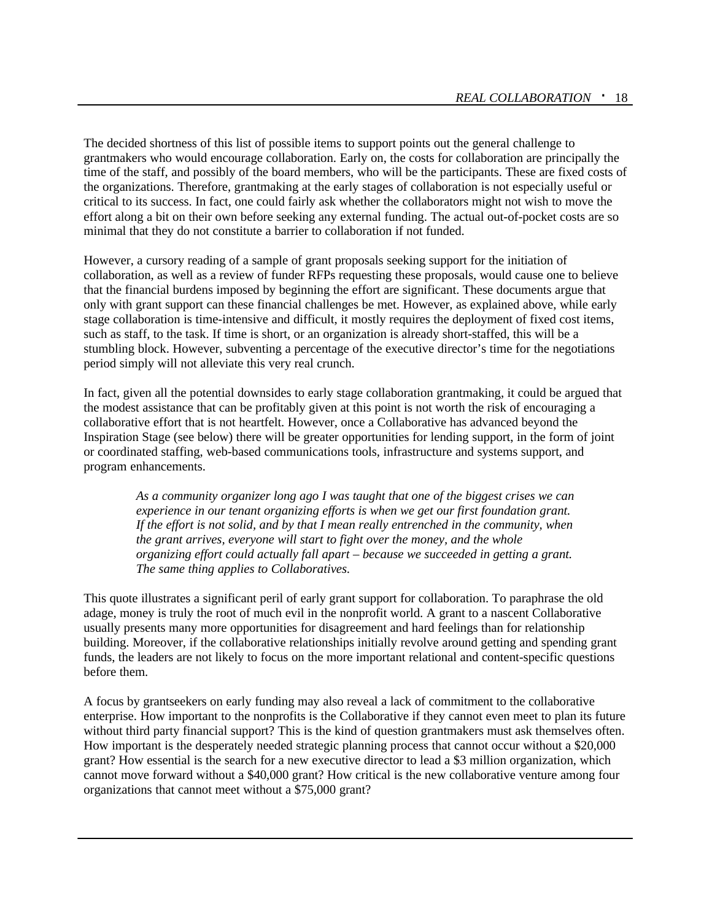The decided shortness of this list of possible items to support points out the general challenge to grantmakers who would encourage collaboration. Early on, the costs for collaboration are principally the time of the staff, and possibly of the board members, who will be the participants. These are fixed costs of the organizations. Therefore, grantmaking at the early stages of collaboration is not especially useful or critical to its success. In fact, one could fairly ask whether the collaborators might not wish to move the effort along a bit on their own before seeking any external funding. The actual out-of-pocket costs are so minimal that they do not constitute a barrier to collaboration if not funded.

However, a cursory reading of a sample of grant proposals seeking support for the initiation of collaboration, as well as a review of funder RFPs requesting these proposals, would cause one to believe that the financial burdens imposed by beginning the effort are significant. These documents argue that only with grant support can these financial challenges be met. However, as explained above, while early stage collaboration is time-intensive and difficult, it mostly requires the deployment of fixed cost items, such as staff, to the task. If time is short, or an organization is already short-staffed, this will be a stumbling block. However, subventing a percentage of the executive director's time for the negotiations period simply will not alleviate this very real crunch.

In fact, given all the potential downsides to early stage collaboration grantmaking, it could be argued that the modest assistance that can be profitably given at this point is not worth the risk of encouraging a collaborative effort that is not heartfelt. However, once a Collaborative has advanced beyond the Inspiration Stage (see below) there will be greater opportunities for lending support, in the form of joint or coordinated staffing, web-based communications tools, infrastructure and systems support, and program enhancements.

> *As a community organizer long ago I was taught that one of the biggest crises we can experience in our tenant organizing efforts is when we get our first foundation grant. If the effort is not solid, and by that I mean really entrenched in the community, when the grant arrives, everyone will start to fight over the money, and the whole organizing effort could actually fall apart – because we succeeded in getting a grant. The same thing applies to Collaboratives.*

This quote illustrates a significant peril of early grant support for collaboration. To paraphrase the old adage, money is truly the root of much evil in the nonprofit world. A grant to a nascent Collaborative usually presents many more opportunities for disagreement and hard feelings than for relationship building. Moreover, if the collaborative relationships initially revolve around getting and spending grant funds, the leaders are not likely to focus on the more important relational and content-specific questions before them.

A focus by grantseekers on early funding may also reveal a lack of commitment to the collaborative enterprise. How important to the nonprofits is the Collaborative if they cannot even meet to plan its future without third party financial support? This is the kind of question grantmakers must ask themselves often. How important is the desperately needed strategic planning process that cannot occur without a $20,000 grant? How essential is the search for a new executive director to lead a $3 million organization, which cannot move forward without a $40,000 grant? How critical is the new collaborative venture among four organizations that cannot meet without a $75,000 grant?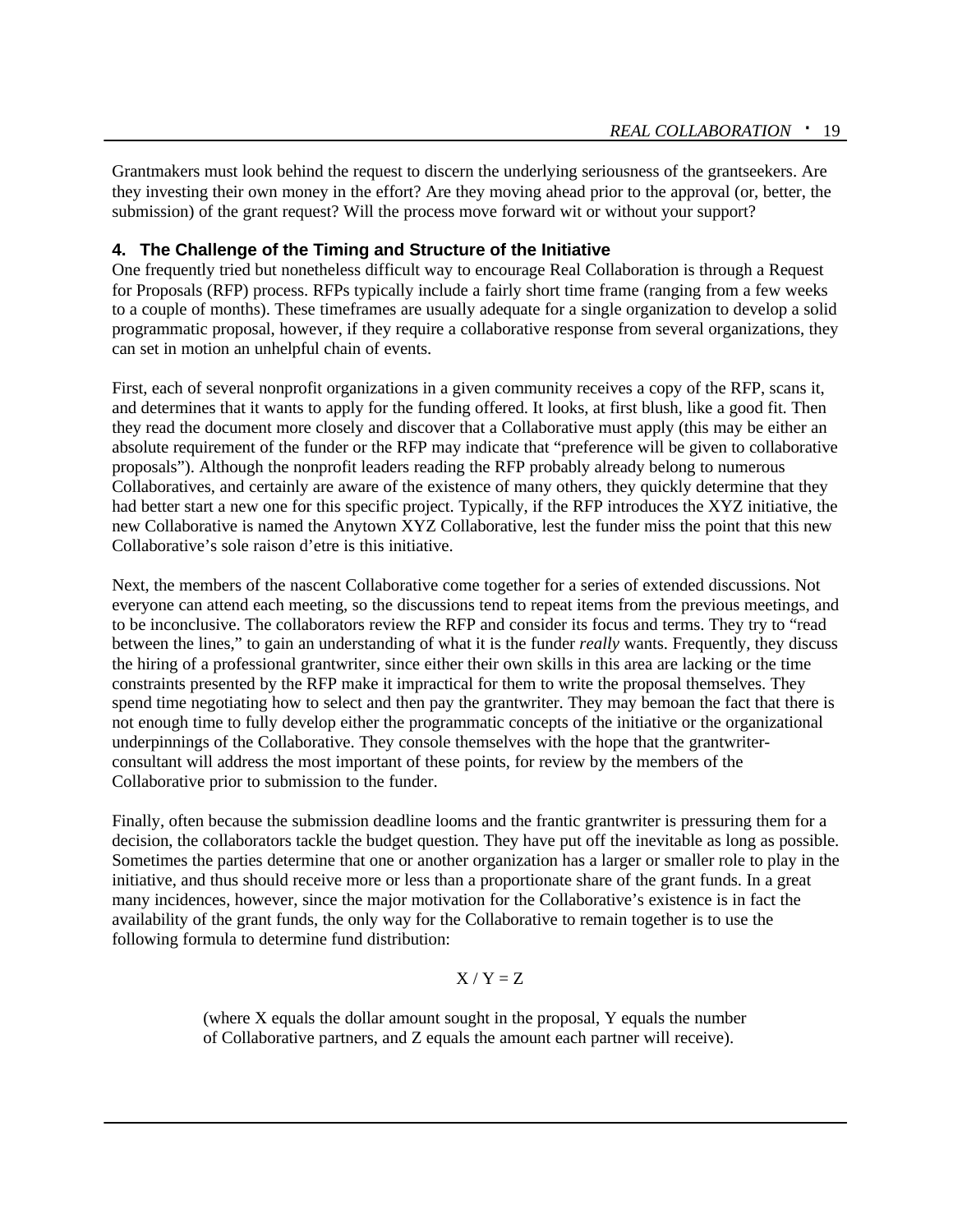Grantmakers must look behind the request to discern the underlying seriousness of the grantseekers. Are they investing their own money in the effort? Are they moving ahead prior to the approval (or, better, the submission) of the grant request? Will the process move forward wit or without your support?

### 4. The Challenge of the Timing and Structure of the Initiative

One frequently tried but nonetheless difficult way to encourage Real Collaboration is through a Request for Proposals (RFP) process. RFPs typically include a fairly short time frame (ranging from a few weeks to a couple of months). These timeframes are usually adequate for a single organization to develop a solid programmatic proposal, however, if they require a collaborative response from several organizations, they can set in motion an unhelpful chain of events.

First, each of several nonprofit organizations in a given community receives a copy of the RFP, scans it, and determines that it wants to apply for the funding offered. It looks, at first blush, like a good fit. Then they read the document more closely and discover that a Collaborative must apply (this may be either an absolute requirement of the funder or the RFP may indicate that "preference will be given to collaborative proposals"). Although the nonprofit leaders reading the RFP probably already belong to numerous Collaboratives, and certainly are aware of the existence of many others, they quickly determine that they had better start a new one for this specific project. Typically, if the RFP introduces the XYZ initiative, the new Collaborative is named the Anytown XYZ Collaborative, lest the funder miss the point that this new Collaborative's sole raison d'etre is this initiative.

Next, the members of the nascent Collaborative come together for a series of extended discussions. Not everyone can attend each meeting, so the discussions tend to repeat items from the previous meetings, and to be inconclusive. The collaborators review the RFP and consider its focus and terms. They try to "read between the lines," to gain an understanding of what it is the funder *really* wants. Frequently, they discuss the hiring of a professional grantwriter, since either their own skills in this area are lacking or the time constraints presented by the RFP make it impractical for them to write the proposal themselves. They spend time negotiating how to select and then pay the grantwriter. They may bemoan the fact that there is not enough time to fully develop either the programmatic concepts of the initiative or the organizational underpinnings of the Collaborative. They console themselves with the hope that the grantwriter-consultant will address the most important of these points, for review by the members of the Collaborative prior to submission to the funder.

Finally, often because the submission deadline looms and the frantic grantwriter is pressuring them for a decision, the collaborators tackle the budget question. They have put off the inevitable as long as possible. Sometimes the parties determine that one or another organization has a larger or smaller role to play in the initiative, and thus should receive more or less than a proportionate share of the grant funds. In a great many incidences, however, since the major motivation for the Collaborative's existence is in fact the availability of the grant funds, the only way for the Collaborative to remain together is to use the following formula to determine fund distribution:

$$X / Y = Z$$

(where X equals the dollar amount sought in the proposal, Y equals the number of Collaborative partners, and Z equals the amount each partner will receive).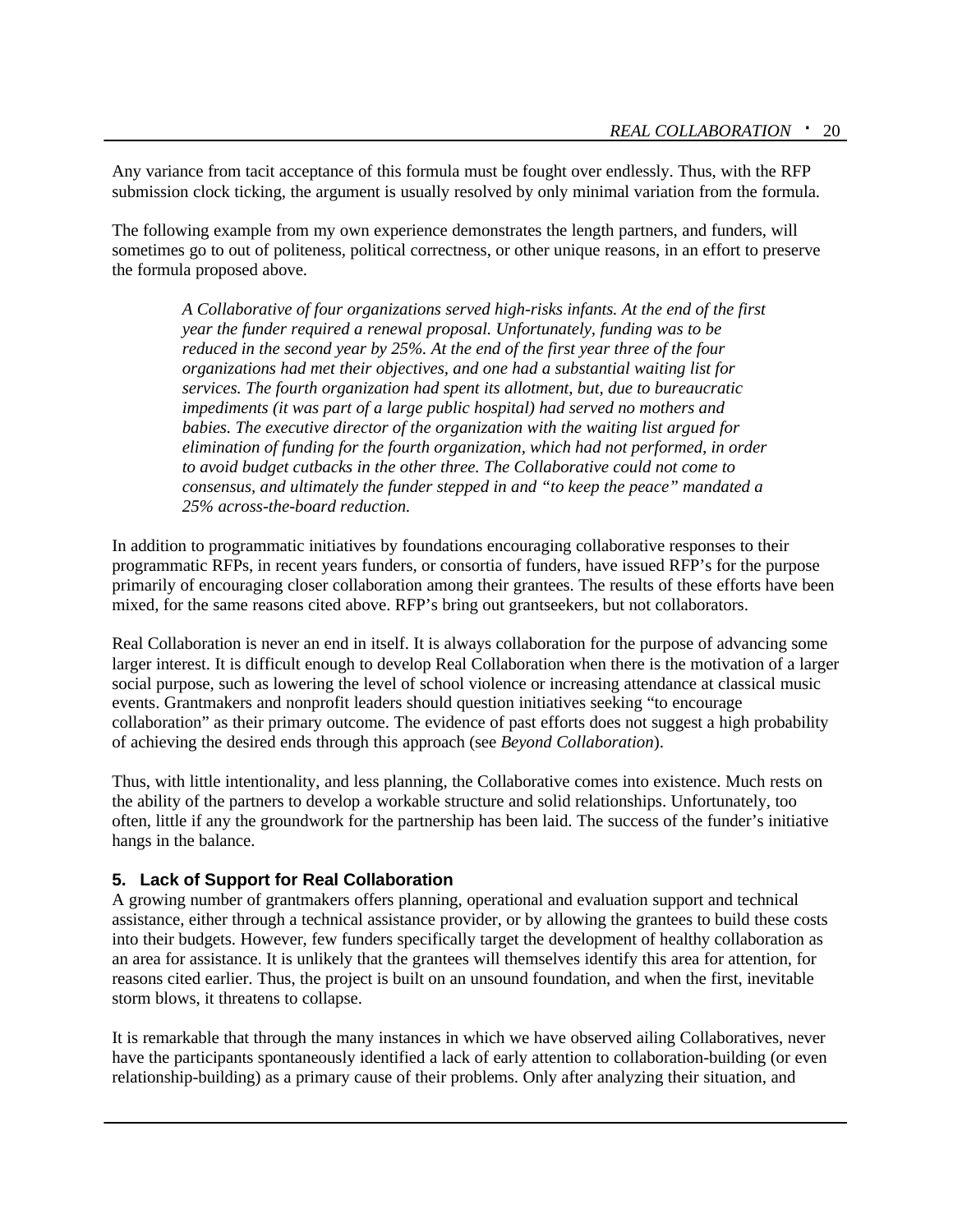Any variance from tacit acceptance of this formula must be fought over endlessly. Thus, with the RFP submission clock ticking, the argument is usually resolved by only minimal variation from the formula.

The following example from my own experience demonstrates the length partners, and funders, will sometimes go to out of politeness, political correctness, or other unique reasons, in an effort to preserve the formula proposed above.

> *A Collaborative of four organizations served high-risks infants. At the end of the first year the funder required a renewal proposal. Unfortunately, funding was to be reduced in the second year by 25%. At the end of the first year three of the four organizations had met their objectives, and one had a substantial waiting list for services. The fourth organization had spent its allotment, but, due to bureaucratic impediments (it was part of a large public hospital) had served no mothers and babies. The executive director of the organization with the waiting list argued for elimination of funding for the fourth organization, which had not performed, in order to avoid budget cutbacks in the other three. The Collaborative could not come to consensus, and ultimately the funder stepped in and "to keep the peace" mandated a 25% across-the-board reduction.*

In addition to programmatic initiatives by foundations encouraging collaborative responses to their programmatic RFPs, in recent years funders, or consortia of funders, have issued RFP's for the purpose primarily of encouraging closer collaboration among their grantees. The results of these efforts have been mixed, for the same reasons cited above. RFP's bring out grantseekers, but not collaborators.

Real Collaboration is never an end in itself. It is always collaboration for the purpose of advancing some larger interest. It is difficult enough to develop Real Collaboration when there is the motivation of a larger social purpose, such as lowering the level of school violence or increasing attendance at classical music events. Grantmakers and nonprofit leaders should question initiatives seeking "to encourage collaboration" as their primary outcome. The evidence of past efforts does not suggest a high probability of achieving the desired ends through this approach (see *Beyond Collaboration*).

Thus, with little intentionality, and less planning, the Collaborative comes into existence. Much rests on the ability of the partners to develop a workable structure and solid relationships. Unfortunately, too often, little if any the groundwork for the partnership has been laid. The success of the funder's initiative hangs in the balance.

### 5. Lack of Support for Real Collaboration

A growing number of grantmakers offers planning, operational and evaluation support and technical assistance, either through a technical assistance provider, or by allowing the grantees to build these costs into their budgets. However, few funders specifically target the development of healthy collaboration as an area for assistance. It is unlikely that the grantees will themselves identify this area for attention, for reasons cited earlier. Thus, the project is built on an unsound foundation, and when the first, inevitable storm blows, it threatens to collapse.

It is remarkable that through the many instances in which we have observed ailing Collaboratives, never have the participants spontaneously identified a lack of early attention to collaboration-building (or even relationship-building) as a primary cause of their problems. Only after analyzing their situation, and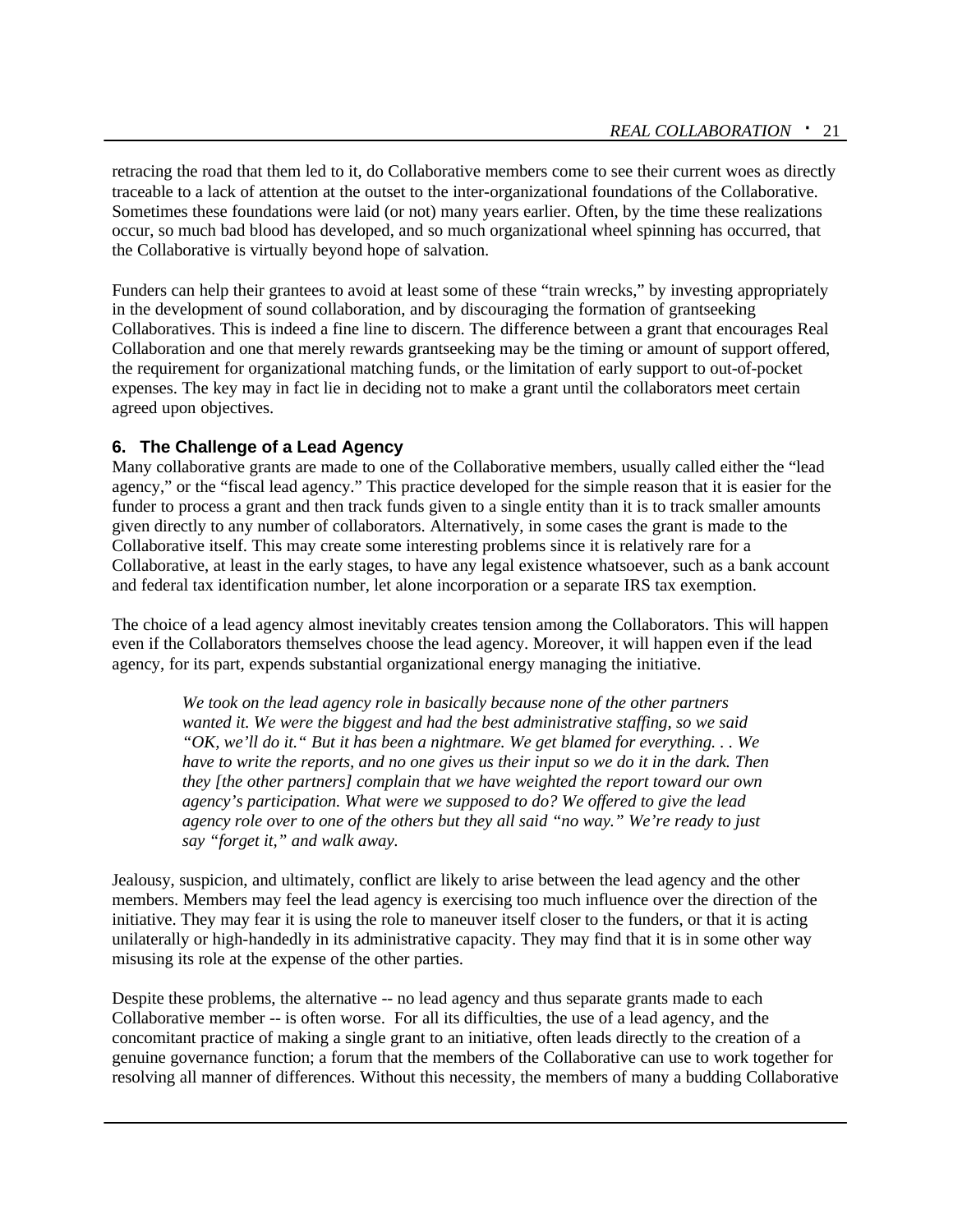retracing the road that them led to it, do Collaborative members come to see their current woes as directly traceable to a lack of attention at the outset to the inter-organizational foundations of the Collaborative. Sometimes these foundations were laid (or not) many years earlier. Often, by the time these realizations occur, so much bad blood has developed, and so much organizational wheel spinning has occurred, that the Collaborative is virtually beyond hope of salvation.

Funders can help their grantees to avoid at least some of these "train wrecks," by investing appropriately in the development of sound collaboration, and by discouraging the formation of grantseeking Collaboratives. This is indeed a fine line to discern. The difference between a grant that encourages Real Collaboration and one that merely rewards grantseeking may be the timing or amount of support offered, the requirement for organizational matching funds, or the limitation of early support to out-of-pocket expenses. The key may in fact lie in deciding not to make a grant until the collaborators meet certain agreed upon objectives.

### 6. The Challenge of a Lead Agency

Many collaborative grants are made to one of the Collaborative members, usually called either the "lead agency," or the "fiscal lead agency." This practice developed for the simple reason that it is easier for the funder to process a grant and then track funds given to a single entity than it is to track smaller amounts given directly to any number of collaborators. Alternatively, in some cases the grant is made to the Collaborative itself. This may create some interesting problems since it is relatively rare for a Collaborative, at least in the early stages, to have any legal existence whatsoever, such as a bank account and federal tax identification number, let alone incorporation or a separate IRS tax exemption.

The choice of a lead agency almost inevitably creates tension among the Collaborators. This will happen even if the Collaborators themselves choose the lead agency. Moreover, it will happen even if the lead agency, for its part, expends substantial organizational energy managing the initiative.

> *We took on the lead agency role in basically because none of the other partners wanted it. We were the biggest and had the best administrative staffing, so we said "OK, we'll do it." But it has been a nightmare. We get blamed for everything. . . We have to write the reports, and no one gives us their input so we do it in the dark. Then they [the other partners] complain that we have weighted the report toward our own agency's participation. What were we supposed to do? We offered to give the lead agency role over to one of the others but they all said "no way." We're ready to just say "forget it," and walk away.*

Jealousy, suspicion, and ultimately, conflict are likely to arise between the lead agency and the other members. Members may feel the lead agency is exercising too much influence over the direction of the initiative. They may fear it is using the role to maneuver itself closer to the funders, or that it is acting unilaterally or high-handedly in its administrative capacity. They may find that it is in some other way misusing its role at the expense of the other parties.

Despite these problems, the alternative -- no lead agency and thus separate grants made to each Collaborative member -- is often worse. For all its difficulties, the use of a lead agency, and the concomitant practice of making a single grant to an initiative, often leads directly to the creation of a genuine governance function; a forum that the members of the Collaborative can use to work together for resolving all manner of differences. Without this necessity, the members of many a budding Collaborative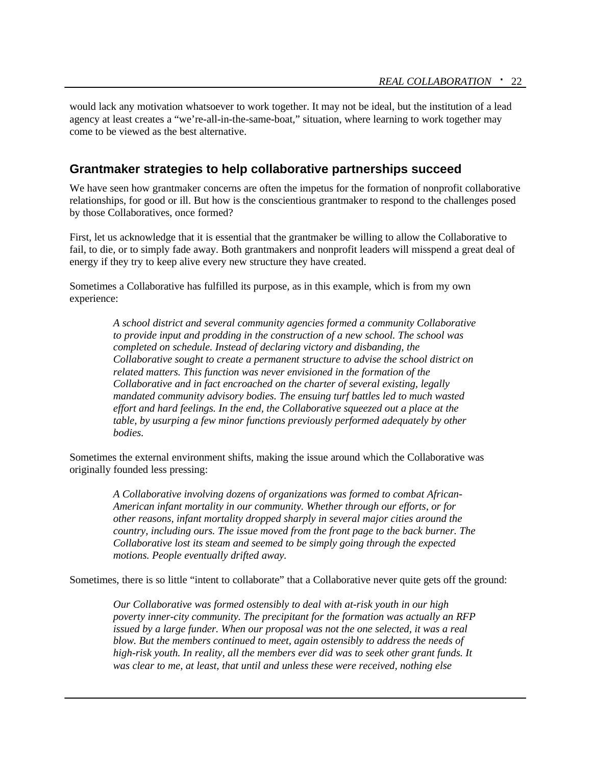would lack any motivation whatsoever to work together. It may not be ideal, but the institution of a lead agency at least creates a "we're-all-in-the-same-boat," situation, where learning to work together may come to be viewed as the best alternative.

## Grantmaker strategies to help collaborative partnerships succeed

We have seen how grantmaker concerns are often the impetus for the formation of nonprofit collaborative relationships, for good or ill. But how is the conscientious grantmaker to respond to the challenges posed by those Collaboratives, once formed?

First, let us acknowledge that it is essential that the grantmaker be willing to allow the Collaborative to fail, to die, or to simply fade away. Both grantmakers and nonprofit leaders will misspend a great deal of energy if they try to keep alive every new structure they have created.

Sometimes a Collaborative has fulfilled its purpose, as in this example, which is from my own experience:

> *A school district and several community agencies formed a community Collaborative to provide input and prodding in the construction of a new school. The school was completed on schedule. Instead of declaring victory and disbanding, the Collaborative sought to create a permanent structure to advise the school district on related matters. This function was never envisioned in the formation of the Collaborative and in fact encroached on the charter of several existing, legally mandated community advisory bodies. The ensuing turf battles led to much wasted effort and hard feelings. In the end, the Collaborative squeezed out a place at the table, by usurping a few minor functions previously performed adequately by other bodies.*

Sometimes the external environment shifts, making the issue around which the Collaborative was originally founded less pressing:

> *A Collaborative involving dozens of organizations was formed to combat African-American infant mortality in our community. Whether through our efforts, or for other reasons, infant mortality dropped sharply in several major cities around the country, including ours. The issue moved from the front page to the back burner. The Collaborative lost its steam and seemed to be simply going through the expected motions. People eventually drifted away.*

Sometimes, there is so little "intent to collaborate" that a Collaborative never quite gets off the ground:

> *Our Collaborative was formed ostensibly to deal with at-risk youth in our high poverty inner-city community. The precipitant for the formation was actually an RFP issued by a large funder. When our proposal was not the one selected, it was a real blow. But the members continued to meet, again ostensibly to address the needs of high-risk youth. In reality, all the members ever did was to seek other grant funds. It was clear to me, at least, that until and unless these were received, nothing else*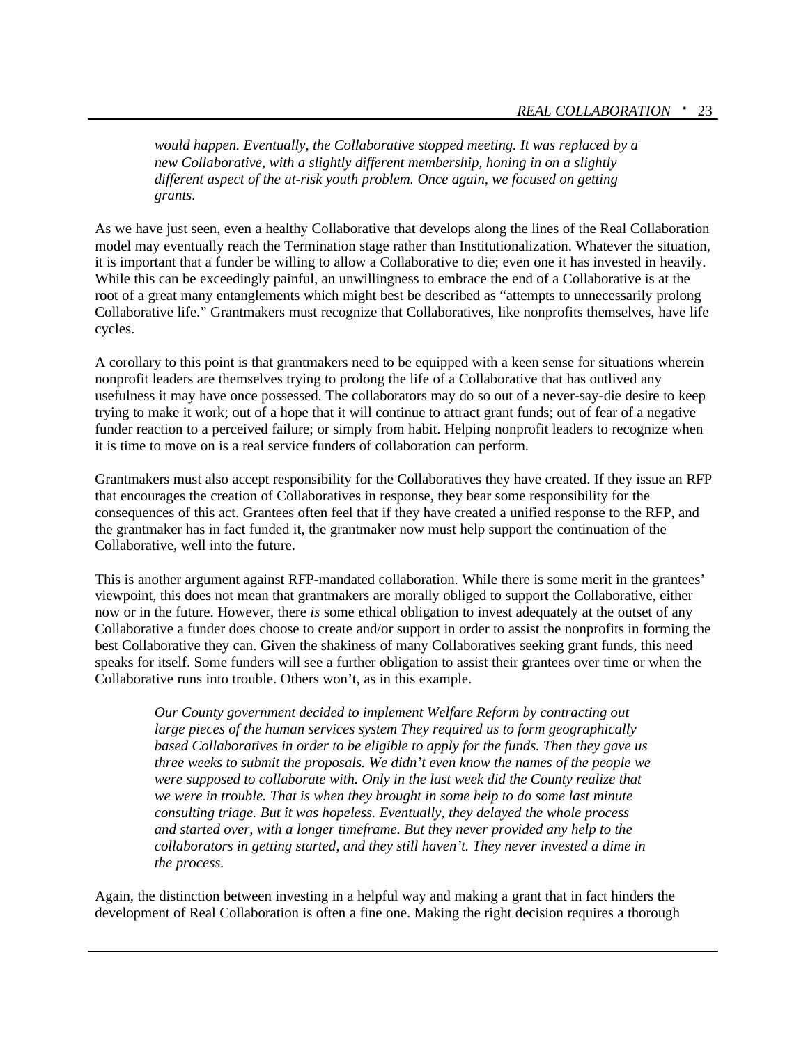*would happen. Eventually, the Collaborative stopped meeting. It was replaced by a new Collaborative, with a slightly different membership, honing in on a slightly different aspect of the at-risk youth problem. Once again, we focused on getting grants.*

As we have just seen, even a healthy Collaborative that develops along the lines of the Real Collaboration model may eventually reach the Termination stage rather than Institutionalization. Whatever the situation, it is important that a funder be willing to allow a Collaborative to die; even one it has invested in heavily. While this can be exceedingly painful, an unwillingness to embrace the end of a Collaborative is at the root of a great many entanglements which might best be described as "attempts to unnecessarily prolong Collaborative life." Grantmakers must recognize that Collaboratives, like nonprofits themselves, have life cycles.

A corollary to this point is that grantmakers need to be equipped with a keen sense for situations wherein nonprofit leaders are themselves trying to prolong the life of a Collaborative that has outlived any usefulness it may have once possessed. The collaborators may do so out of a never-say-die desire to keep trying to make it work; out of a hope that it will continue to attract grant funds; out of fear of a negative funder reaction to a perceived failure; or simply from habit. Helping nonprofit leaders to recognize when it is time to move on is a real service funders of collaboration can perform.

Grantmakers must also accept responsibility for the Collaboratives they have created. If they issue an RFP that encourages the creation of Collaboratives in response, they bear some responsibility for the consequences of this act. Grantees often feel that if they have created a unified response to the RFP, and the grantmaker has in fact funded it, the grantmaker now must help support the continuation of the Collaborative, well into the future.

This is another argument against RFP-mandated collaboration. While there is some merit in the grantees' viewpoint, this does not mean that grantmakers are morally obliged to support the Collaborative, either now or in the future. However, there *is* some ethical obligation to invest adequately at the outset of any Collaborative a funder does choose to create and/or support in order to assist the nonprofits in forming the best Collaborative they can. Given the shakiness of many Collaboratives seeking grant funds, this need speaks for itself. Some funders will see a further obligation to assist their grantees over time or when the Collaborative runs into trouble. Others won't, as in this example.

*Our County government decided to implement Welfare Reform by contracting out large pieces of the human services system They required us to form geographically based Collaboratives in order to be eligible to apply for the funds. Then they gave us three weeks to submit the proposals. We didn't even know the names of the people we were supposed to collaborate with. Only in the last week did the County realize that we were in trouble. That is when they brought in some help to do some last minute consulting triage. But it was hopeless. Eventually, they delayed the whole process and started over, with a longer timeframe. But they never provided any help to the collaborators in getting started, and they still haven't. They never invested a dime in the process.*

Again, the distinction between investing in a helpful way and making a grant that in fact hinders the development of Real Collaboration is often a fine one. Making the right decision requires a thorough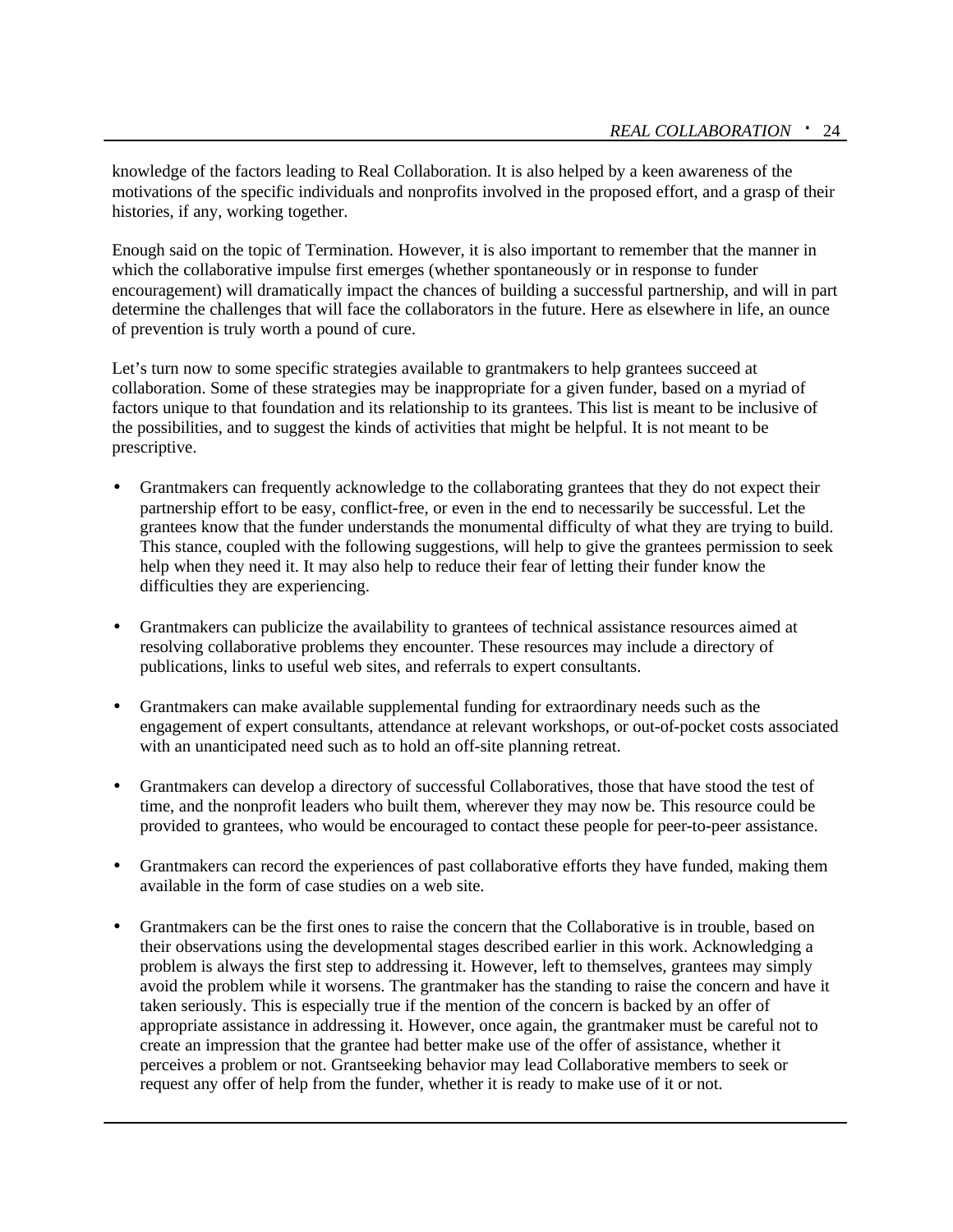knowledge of the factors leading to Real Collaboration. It is also helped by a keen awareness of the motivations of the specific individuals and nonprofits involved in the proposed effort, and a grasp of their histories, if any, working together.

Enough said on the topic of Termination. However, it is also important to remember that the manner in which the collaborative impulse first emerges (whether spontaneously or in response to funder encouragement) will dramatically impact the chances of building a successful partnership, and will in part determine the challenges that will face the collaborators in the future. Here as elsewhere in life, an ounce of prevention is truly worth a pound of cure.

Let's turn now to some specific strategies available to grantmakers to help grantees succeed at collaboration. Some of these strategies may be inappropriate for a given funder, based on a myriad of factors unique to that foundation and its relationship to its grantees. This list is meant to be inclusive of the possibilities, and to suggest the kinds of activities that might be helpful. It is not meant to be prescriptive.

- Grantmakers can frequently acknowledge to the collaborating grantees that they do not expect their partnership effort to be easy, conflict-free, or even in the end to necessarily be successful. Let the grantees know that the funder understands the monumental difficulty of what they are trying to build. This stance, coupled with the following suggestions, will help to give the grantees permission to seek help when they need it. It may also help to reduce their fear of letting their funder know the difficulties they are experiencing.

- Grantmakers can publicize the availability to grantees of technical assistance resources aimed at resolving collaborative problems they encounter. These resources may include a directory of publications, links to useful web sites, and referrals to expert consultants.

- Grantmakers can make available supplemental funding for extraordinary needs such as the engagement of expert consultants, attendance at relevant workshops, or out-of-pocket costs associated with an unanticipated need such as to hold an off-site planning retreat.

- Grantmakers can develop a directory of successful Collaboratives, those that have stood the test of time, and the nonprofit leaders who built them, wherever they may now be. This resource could be provided to grantees, who would be encouraged to contact these people for peer-to-peer assistance.

- Grantmakers can record the experiences of past collaborative efforts they have funded, making them available in the form of case studies on a web site.

- Grantmakers can be the first ones to raise the concern that the Collaborative is in trouble, based on their observations using the developmental stages described earlier in this work. Acknowledging a problem is always the first step to addressing it. However, left to themselves, grantees may simply avoid the problem while it worsens. The grantmaker has the standing to raise the concern and have it taken seriously. This is especially true if the mention of the concern is backed by an offer of appropriate assistance in addressing it. However, once again, the grantmaker must be careful not to create an impression that the grantee had better make use of the offer of assistance, whether it perceives a problem or not. Grantseeking behavior may lead Collaborative members to seek or request any offer of help from the funder, whether it is ready to make use of it or not.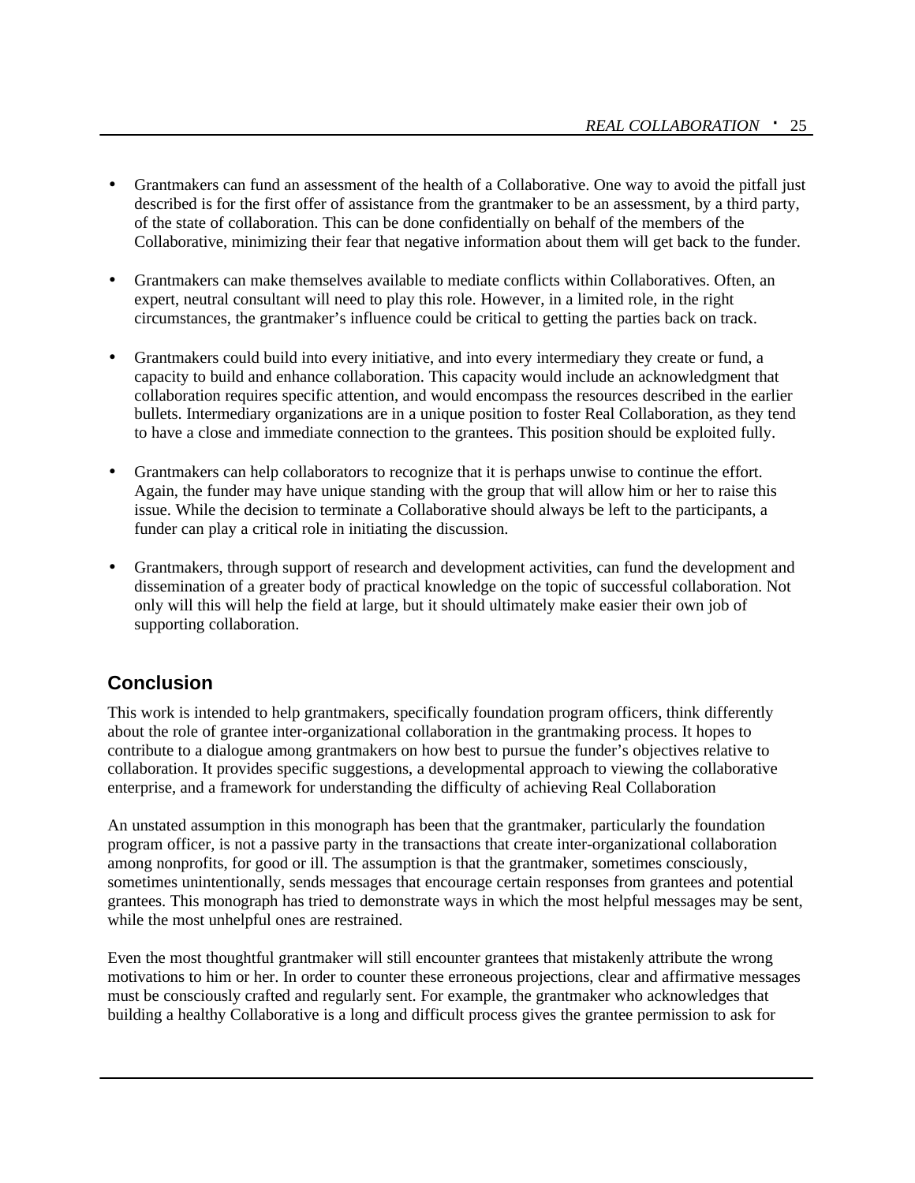- Grantmakers can fund an assessment of the health of a Collaborative. One way to avoid the pitfall just described is for the first offer of assistance from the grantmaker to be an assessment, by a third party, of the state of collaboration. This can be done confidentially on behalf of the members of the Collaborative, minimizing their fear that negative information about them will get back to the funder.

- Grantmakers can make themselves available to mediate conflicts within Collaboratives. Often, an expert, neutral consultant will need to play this role. However, in a limited role, in the right circumstances, the grantmaker's influence could be critical to getting the parties back on track.

- Grantmakers could build into every initiative, and into every intermediary they create or fund, a capacity to build and enhance collaboration. This capacity would include an acknowledgment that collaboration requires specific attention, and would encompass the resources described in the earlier bullets. Intermediary organizations are in a unique position to foster Real Collaboration, as they tend to have a close and immediate connection to the grantees. This position should be exploited fully.

- Grantmakers can help collaborators to recognize that it is perhaps unwise to continue the effort. Again, the funder may have unique standing with the group that will allow him or her to raise this issue. While the decision to terminate a Collaborative should always be left to the participants, a funder can play a critical role in initiating the discussion.

- Grantmakers, through support of research and development activities, can fund the development and dissemination of a greater body of practical knowledge on the topic of successful collaboration. Not only will this will help the field at large, but it should ultimately make easier their own job of supporting collaboration.

## Conclusion

This work is intended to help grantmakers, specifically foundation program officers, think differently about the role of grantee inter-organizational collaboration in the grantmaking process. It hopes to contribute to a dialogue among grantmakers on how best to pursue the funder's objectives relative to collaboration. It provides specific suggestions, a developmental approach to viewing the collaborative enterprise, and a framework for understanding the difficulty of achieving Real Collaboration

An unstated assumption in this monograph has been that the grantmaker, particularly the foundation program officer, is not a passive party in the transactions that create inter-organizational collaboration among nonprofits, for good or ill. The assumption is that the grantmaker, sometimes consciously, sometimes unintentionally, sends messages that encourage certain responses from grantees and potential grantees. This monograph has tried to demonstrate ways in which the most helpful messages may be sent, while the most unhelpful ones are restrained.

Even the most thoughtful grantmaker will still encounter grantees that mistakenly attribute the wrong motivations to him or her. In order to counter these erroneous projections, clear and affirmative messages must be consciously crafted and regularly sent. For example, the grantmaker who acknowledges that building a healthy Collaborative is a long and difficult process gives the grantee permission to ask for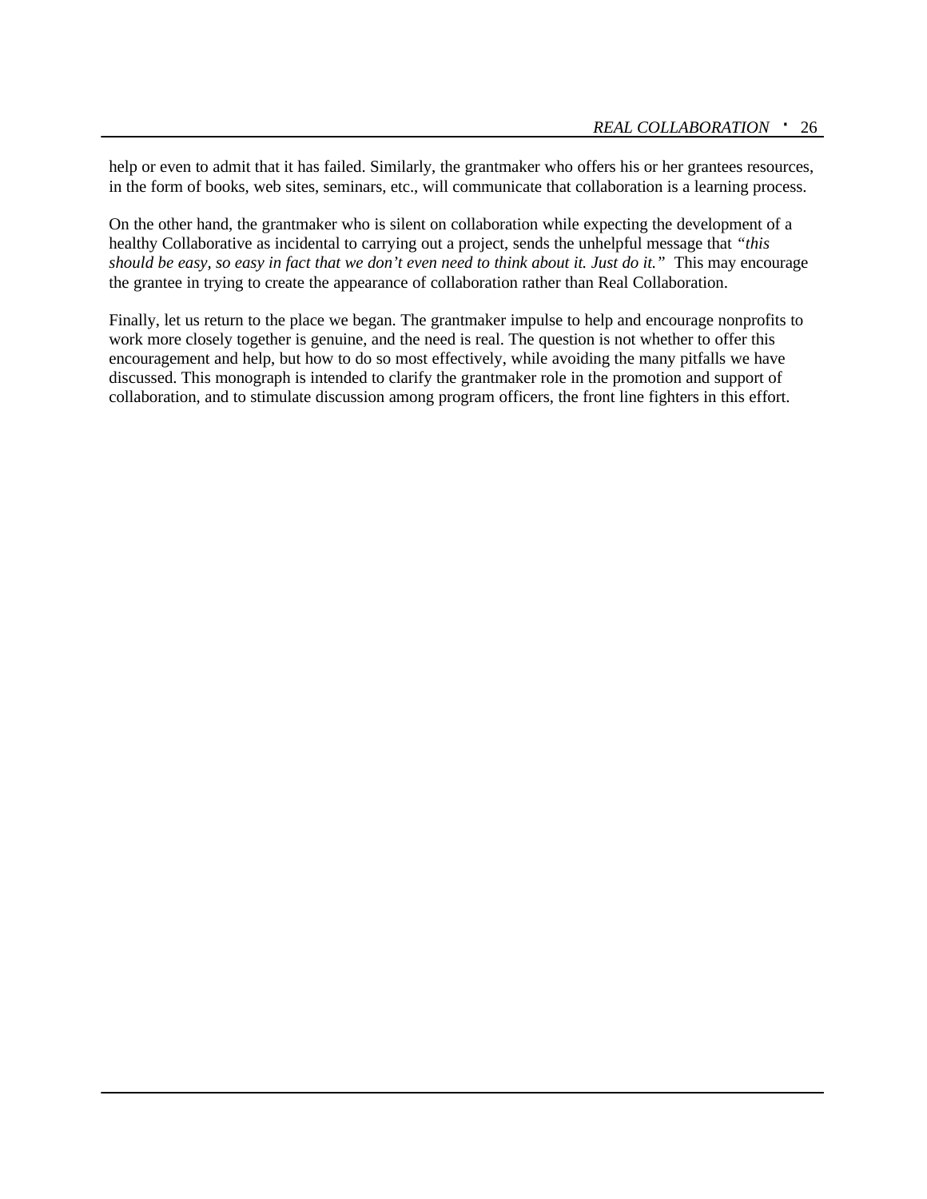help or even to admit that it has failed. Similarly, the grantmaker who offers his or her grantees resources, in the form of books, web sites, seminars, etc., will communicate that collaboration is a learning process.

On the other hand, the grantmaker who is silent on collaboration while expecting the development of a healthy Collaborative as incidental to carrying out a project, sends the unhelpful message that *"this should be easy, so easy in fact that we don't even need to think about it. Just do it."* This may encourage the grantee in trying to create the appearance of collaboration rather than Real Collaboration.

Finally, let us return to the place we began. The grantmaker impulse to help and encourage nonprofits to work more closely together is genuine, and the need is real. The question is not whether to offer this encouragement and help, but how to do so most effectively, while avoiding the many pitfalls we have discussed. This monograph is intended to clarify the grantmaker role in the promotion and support of collaboration, and to stimulate discussion among program officers, the front line fighters in this effort.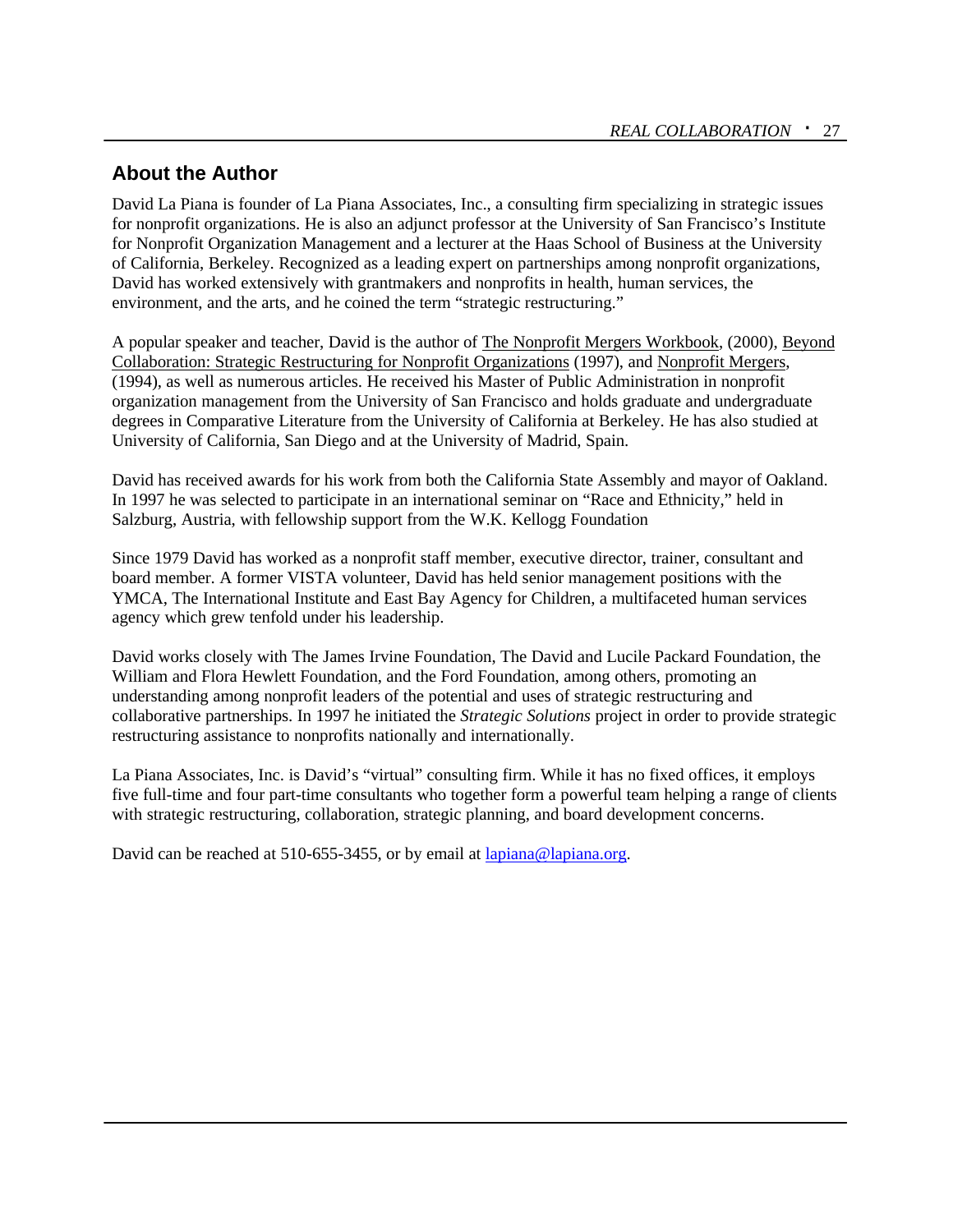## About the Author

David La Piana is founder of La Piana Associates, Inc., a consulting firm specializing in strategic issues for nonprofit organizations. He is also an adjunct professor at the University of San Francisco's Institute for Nonprofit Organization Management and a lecturer at the Haas School of Business at the University of California, Berkeley. Recognized as a leading expert on partnerships among nonprofit organizations, David has worked extensively with grantmakers and nonprofits in health, human services, the environment, and the arts, and he coined the term "strategic restructuring."

A popular speaker and teacher, David is the author of The Nonprofit Mergers Workbook, (2000), Beyond Collaboration: Strategic Restructuring for Nonprofit Organizations (1997), and Nonprofit Mergers, (1994), as well as numerous articles. He received his Master of Public Administration in nonprofit organization management from the University of San Francisco and holds graduate and undergraduate degrees in Comparative Literature from the University of California at Berkeley. He has also studied at University of California, San Diego and at the University of Madrid, Spain.

David has received awards for his work from both the California State Assembly and mayor of Oakland. In 1997 he was selected to participate in an international seminar on "Race and Ethnicity," held in Salzburg, Austria, with fellowship support from the W.K. Kellogg Foundation

Since 1979 David has worked as a nonprofit staff member, executive director, trainer, consultant and board member. A former VISTA volunteer, David has held senior management positions with the YMCA, The International Institute and East Bay Agency for Children, a multifaceted human services agency which grew tenfold under his leadership.

David works closely with The James Irvine Foundation, The David and Lucile Packard Foundation, the William and Flora Hewlett Foundation, and the Ford Foundation, among others, promoting an understanding among nonprofit leaders of the potential and uses of strategic restructuring and collaborative partnerships. In 1997 he initiated the *Strategic Solutions* project in order to provide strategic restructuring assistance to nonprofits nationally and internationally.

La Piana Associates, Inc. is David's "virtual" consulting firm. While it has no fixed offices, it employs five full-time and four part-time consultants who together form a powerful team helping a range of clients with strategic restructuring, collaboration, strategic planning, and board development concerns.

David can be reached at 510-655-3455, or by email at lapiana@lapiana.org.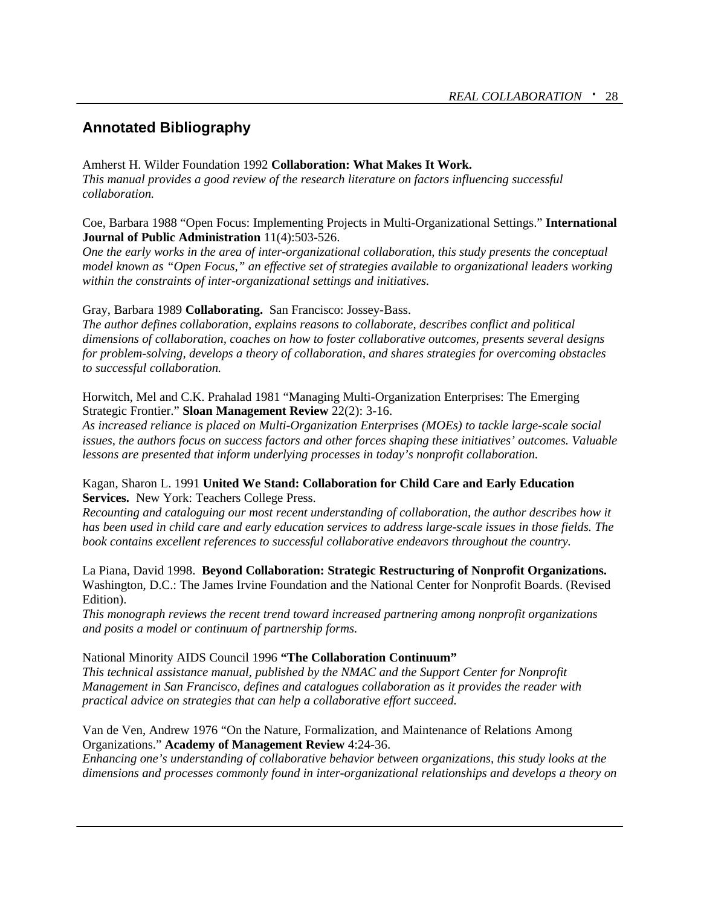## Annotated Bibliography

Amherst H. Wilder Foundation 1992 **Collaboration: What Makes It Work.**
*This manual provides a good review of the research literature on factors influencing successful collaboration.*

Coe, Barbara 1988 "Open Focus: Implementing Projects in Multi-Organizational Settings." **International Journal of Public Administration** 11(4):503-526.
*One the early works in the area of inter-organizational collaboration, this study presents the conceptual model known as "Open Focus," an effective set of strategies available to organizational leaders working within the constraints of inter-organizational settings and initiatives.*

Gray, Barbara 1989 **Collaborating.** San Francisco: Jossey-Bass.
*The author defines collaboration, explains reasons to collaborate, describes conflict and political dimensions of collaboration, coaches on how to foster collaborative outcomes, presents several designs for problem-solving, develops a theory of collaboration, and shares strategies for overcoming obstacles to successful collaboration.*

Horwitch, Mel and C.K. Prahalad 1981 "Managing Multi-Organization Enterprises: The Emerging Strategic Frontier." **Sloan Management Review** 22(2): 3-16.
*As increased reliance is placed on Multi-Organization Enterprises (MOEs) to tackle large-scale social issues, the authors focus on success factors and other forces shaping these initiatives' outcomes. Valuable lessons are presented that inform underlying processes in today's nonprofit collaboration.*

Kagan, Sharon L. 1991 **United We Stand: Collaboration for Child Care and Early Education Services.** New York: Teachers College Press.
*Recounting and cataloguing our most recent understanding of collaboration, the author describes how it has been used in child care and early education services to address large-scale issues in those fields. The book contains excellent references to successful collaborative endeavors throughout the country.*

La Piana, David 1998. **Beyond Collaboration: Strategic Restructuring of Nonprofit Organizations.** Washington, D.C.: The James Irvine Foundation and the National Center for Nonprofit Boards. (Revised Edition).
*This monograph reviews the recent trend toward increased partnering among nonprofit organizations and posits a model or continuum of partnership forms.*

National Minority AIDS Council 1996 **"The Collaboration Continuum"**
*This technical assistance manual, published by the NMAC and the Support Center for Nonprofit Management in San Francisco, defines and catalogues collaboration as it provides the reader with practical advice on strategies that can help a collaborative effort succeed.*

Van de Ven, Andrew 1976 "On the Nature, Formalization, and Maintenance of Relations Among Organizations." **Academy of Management Review** 4:24-36.
*Enhancing one's understanding of collaborative behavior between organizations, this study looks at the dimensions and processes commonly found in inter-organizational relationships and develops a theory on*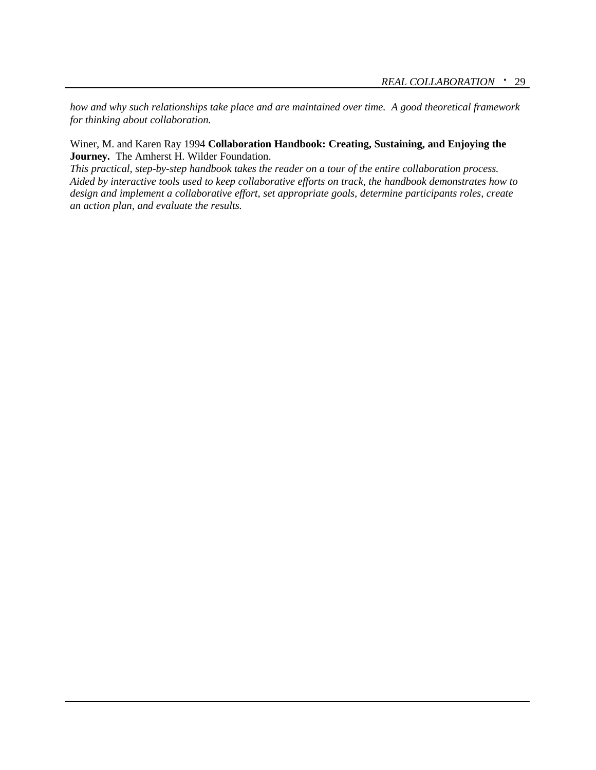*how and why such relationships take place and are maintained over time. A good theoretical framework for thinking about collaboration.*

Winer, M. and Karen Ray 1994 **Collaboration Handbook: Creating, Sustaining, and Enjoying the Journey.** The Amherst H. Wilder Foundation.
*This practical, step-by-step handbook takes the reader on a tour of the entire collaboration process. Aided by interactive tools used to keep collaborative efforts on track, the handbook demonstrates how to design and implement a collaborative effort, set appropriate goals, determine participants roles, create an action plan, and evaluate the results.*